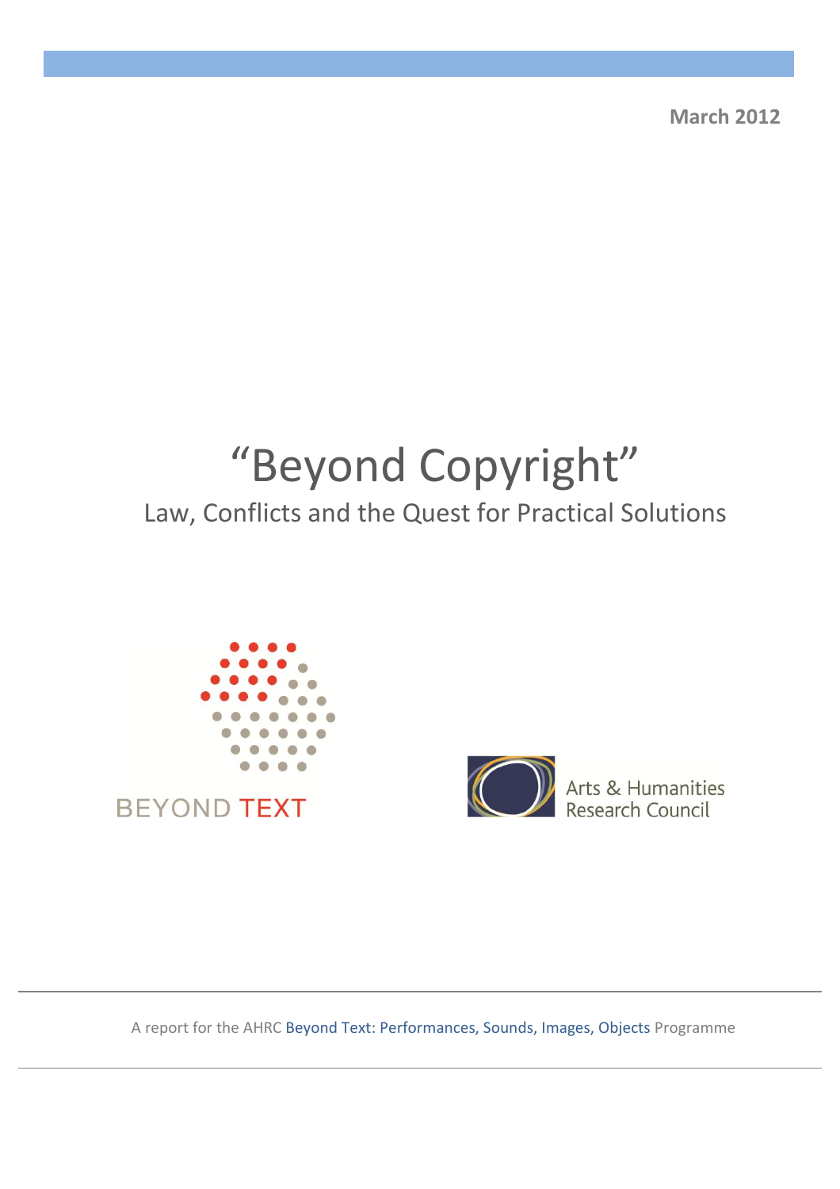March 2012

# "Beyond Copyright"

## Law, Conflicts and the Quest for Practical Solutions

BEYOND TEXT

Arts & Humanities Research Council

A report for the AHRC Beyond Text: Performances, Sounds, Images, Objects Programme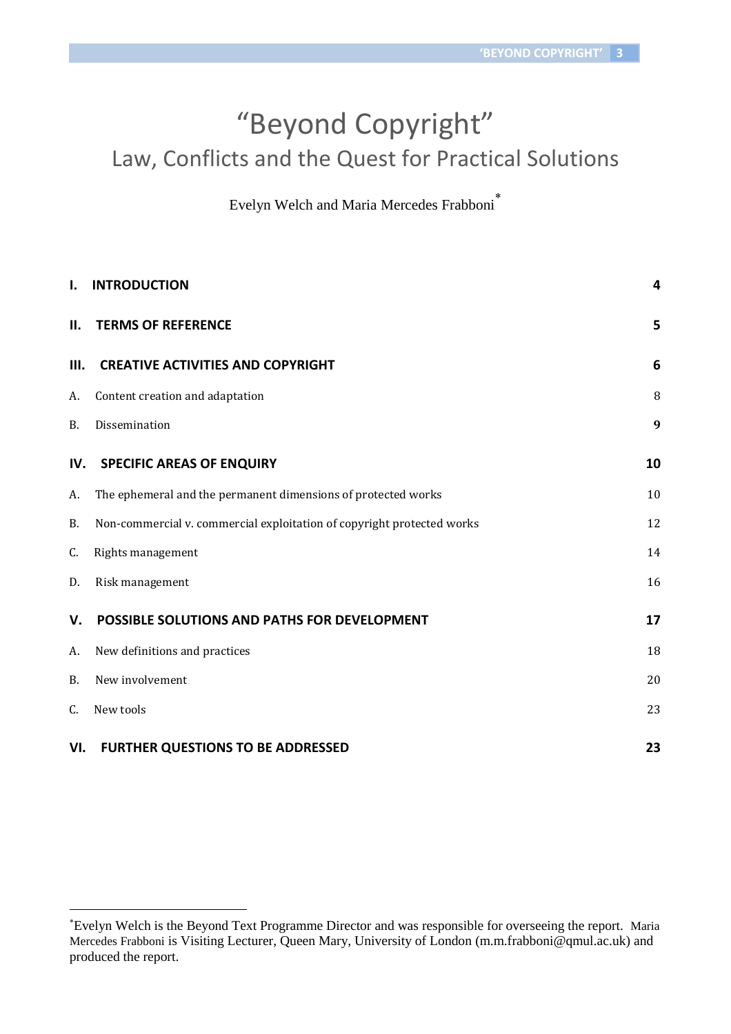# "Beyond Copyright"

## Law, Conflicts and the Quest for Practical Solutions

Evelyn Welch and Maria Mercedes Frabboni[*]

| | |
|---|---|
| **I. INTRODUCTION** | **4** |
| **II. TERMS OF REFERENCE** | **5** |
| **III. CREATIVE ACTIVITIES AND COPYRIGHT** | **6** |
| A. Content creation and adaptation | 8 |
| B. Dissemination | **9** |
| **IV. SPECIFIC AREAS OF ENQUIRY** | **10** |
| A. The ephemeral and the permanent dimensions of protected works | 10 |
| B. Non-commercial v. commercial exploitation of copyright protected works | 12 |
| C. Rights management | 14 |
| D. Risk management | 16 |
| **V. POSSIBLE SOLUTIONS AND PATHS FOR DEVELOPMENT** | **17** |
| A. New definitions and practices | 18 |
| B. New involvement | 20 |
| C. New tools | 23 |
| **VI. FURTHER QUESTIONS TO BE ADDRESSED** | **23** |

[*] Evelyn Welch is the Beyond Text Programme Director and was responsible for overseeing the report. Maria Mercedes Frabboni is Visiting Lecturer, Queen Mary, University of London (m.m.frabboni@qmul.ac.uk) and produced the report.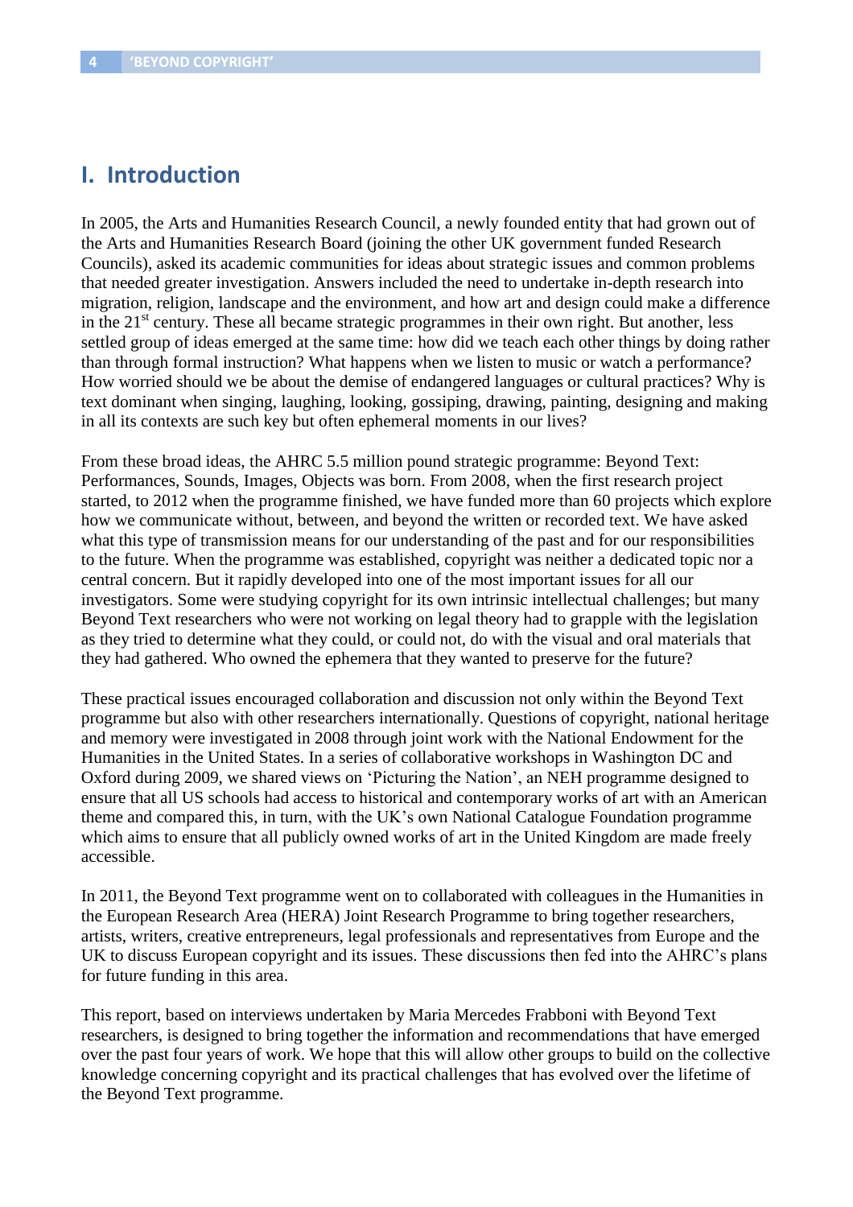# I. Introduction

In 2005, the Arts and Humanities Research Council, a newly founded entity that had grown out of the Arts and Humanities Research Board (joining the other UK government funded Research Councils), asked its academic communities for ideas about strategic issues and common problems that needed greater investigation. Answers included the need to undertake in-depth research into migration, religion, landscape and the environment, and how art and design could make a difference in the 21st century. These all became strategic programmes in their own right. But another, less settled group of ideas emerged at the same time: how did we teach each other things by doing rather than through formal instruction? What happens when we listen to music or watch a performance? How worried should we be about the demise of endangered languages or cultural practices? Why is text dominant when singing, laughing, looking, gossiping, drawing, painting, designing and making in all its contexts are such key but often ephemeral moments in our lives?

From these broad ideas, the AHRC 5.5 million pound strategic programme: Beyond Text: Performances, Sounds, Images, Objects was born. From 2008, when the first research project started, to 2012 when the programme finished, we have funded more than 60 projects which explore how we communicate without, between, and beyond the written or recorded text. We have asked what this type of transmission means for our understanding of the past and for our responsibilities to the future. When the programme was established, copyright was neither a dedicated topic nor a central concern. But it rapidly developed into one of the most important issues for all our investigators. Some were studying copyright for its own intrinsic intellectual challenges; but many Beyond Text researchers who were not working on legal theory had to grapple with the legislation as they tried to determine what they could, or could not, do with the visual and oral materials that they had gathered. Who owned the ephemera that they wanted to preserve for the future?

These practical issues encouraged collaboration and discussion not only within the Beyond Text programme but also with other researchers internationally. Questions of copyright, national heritage and memory were investigated in 2008 through joint work with the National Endowment for the Humanities in the United States. In a series of collaborative workshops in Washington DC and Oxford during 2009, we shared views on 'Picturing the Nation', an NEH programme designed to ensure that all US schools had access to historical and contemporary works of art with an American theme and compared this, in turn, with the UK's own National Catalogue Foundation programme which aims to ensure that all publicly owned works of art in the United Kingdom are made freely accessible.

In 2011, the Beyond Text programme went on to collaborated with colleagues in the Humanities in the European Research Area (HERA) Joint Research Programme to bring together researchers, artists, writers, creative entrepreneurs, legal professionals and representatives from Europe and the UK to discuss European copyright and its issues. These discussions then fed into the AHRC's plans for future funding in this area.

This report, based on interviews undertaken by Maria Mercedes Frabboni with Beyond Text researchers, is designed to bring together the information and recommendations that have emerged over the past four years of work. We hope that this will allow other groups to build on the collective knowledge concerning copyright and its practical challenges that has evolved over the lifetime of the Beyond Text programme.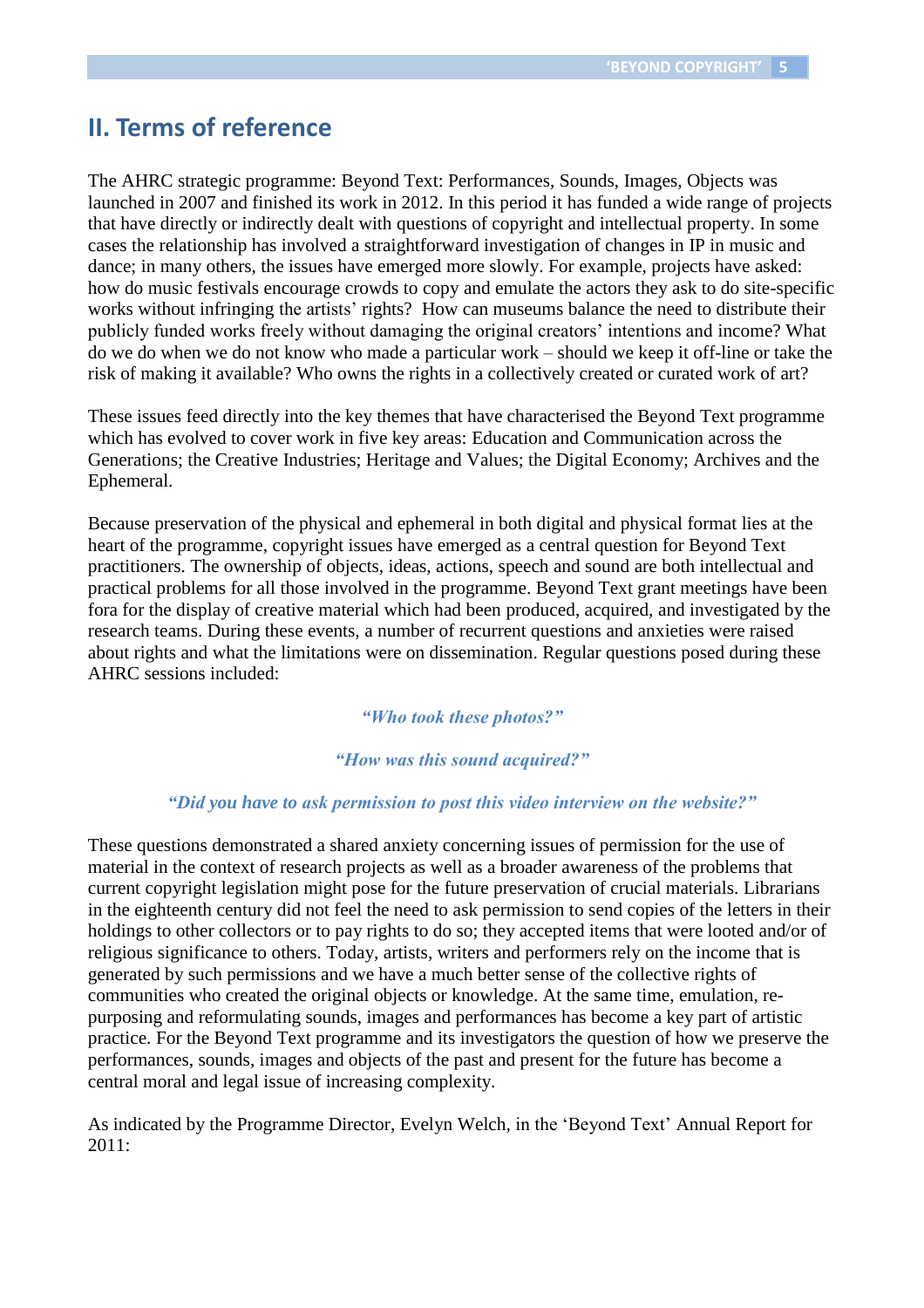## II. Terms of reference

The AHRC strategic programme: Beyond Text: Performances, Sounds, Images, Objects was launched in 2007 and finished its work in 2012. In this period it has funded a wide range of projects that have directly or indirectly dealt with questions of copyright and intellectual property. In some cases the relationship has involved a straightforward investigation of changes in IP in music and dance; in many others, the issues have emerged more slowly. For example, projects have asked: how do music festivals encourage crowds to copy and emulate the actors they ask to do site-specific works without infringing the artists' rights? How can museums balance the need to distribute their publicly funded works freely without damaging the original creators' intentions and income? What do we do when we do not know who made a particular work – should we keep it off-line or take the risk of making it available? Who owns the rights in a collectively created or curated work of art?

These issues feed directly into the key themes that have characterised the Beyond Text programme which has evolved to cover work in five key areas: Education and Communication across the Generations; the Creative Industries; Heritage and Values; the Digital Economy; Archives and the Ephemeral.

Because preservation of the physical and ephemeral in both digital and physical format lies at the heart of the programme, copyright issues have emerged as a central question for Beyond Text practitioners. The ownership of objects, ideas, actions, speech and sound are both intellectual and practical problems for all those involved in the programme. Beyond Text grant meetings have been fora for the display of creative material which had been produced, acquired, and investigated by the research teams. During these events, a number of recurrent questions and anxieties were raised about rights and what the limitations were on dissemination. Regular questions posed during these AHRC sessions included:

***"Who took these photos?"***

***"How was this sound acquired?"***

***"Did you have to ask permission to post this video interview on the website?"***

These questions demonstrated a shared anxiety concerning issues of permission for the use of material in the context of research projects as well as a broader awareness of the problems that current copyright legislation might pose for the future preservation of crucial materials. Librarians in the eighteenth century did not feel the need to ask permission to send copies of the letters in their holdings to other collectors or to pay rights to do so; they accepted items that were looted and/or of religious significance to others. Today, artists, writers and performers rely on the income that is generated by such permissions and we have a much better sense of the collective rights of communities who created the original objects or knowledge. At the same time, emulation, re-purposing and reformulating sounds, images and performances has become a key part of artistic practice. For the Beyond Text programme and its investigators the question of how we preserve the performances, sounds, images and objects of the past and present for the future has become a central moral and legal issue of increasing complexity.

As indicated by the Programme Director, Evelyn Welch, in the 'Beyond Text' Annual Report for 2011: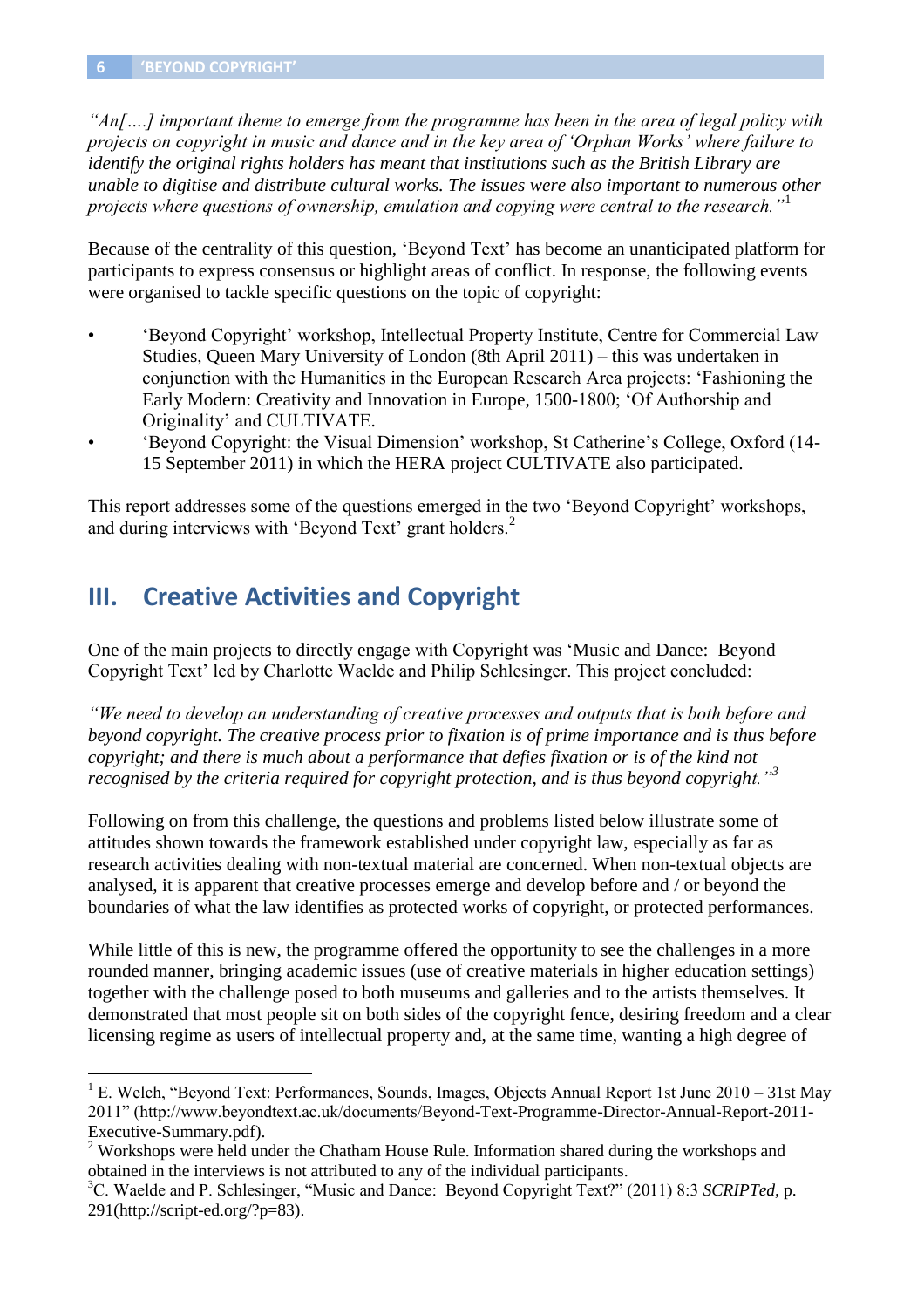*"An[….] important theme to emerge from the programme has been in the area of legal policy with projects on copyright in music and dance and in the key area of 'Orphan Works' where failure to identify the original rights holders has meant that institutions such as the British Library are unable to digitise and distribute cultural works. The issues were also important to numerous other projects where questions of ownership, emulation and copying were central to the research."*[1]

Because of the centrality of this question, 'Beyond Text' has become an unanticipated platform for participants to express consensus or highlight areas of conflict. In response, the following events were organised to tackle specific questions on the topic of copyright:

- 'Beyond Copyright' workshop, Intellectual Property Institute, Centre for Commercial Law Studies, Queen Mary University of London (8th April 2011) – this was undertaken in conjunction with the Humanities in the European Research Area projects: 'Fashioning the Early Modern: Creativity and Innovation in Europe, 1500-1800; 'Of Authorship and Originality' and CULTIVATE.
- 'Beyond Copyright: the Visual Dimension' workshop, St Catherine's College, Oxford (14-15 September 2011) in which the HERA project CULTIVATE also participated.

This report addresses some of the questions emerged in the two 'Beyond Copyright' workshops, and during interviews with 'Beyond Text' grant holders.[2]

## III. Creative Activities and Copyright

One of the main projects to directly engage with Copyright was 'Music and Dance: Beyond Copyright Text' led by Charlotte Waelde and Philip Schlesinger. This project concluded:

*"We need to develop an understanding of creative processes and outputs that is both before and beyond copyright. The creative process prior to fixation is of prime importance and is thus before copyright; and there is much about a performance that defies fixation or is of the kind not recognised by the criteria required for copyright protection, and is thus beyond copyright."*[3]

Following on from this challenge, the questions and problems listed below illustrate some of attitudes shown towards the framework established under copyright law, especially as far as research activities dealing with non-textual material are concerned. When non-textual objects are analysed, it is apparent that creative processes emerge and develop before and / or beyond the boundaries of what the law identifies as protected works of copyright, or protected performances.

While little of this is new, the programme offered the opportunity to see the challenges in a more rounded manner, bringing academic issues (use of creative materials in higher education settings) together with the challenge posed to both museums and galleries and to the artists themselves. It demonstrated that most people sit on both sides of the copyright fence, desiring freedom and a clear licensing regime as users of intellectual property and, at the same time, wanting a high degree of

---

[1] E. Welch, "Beyond Text: Performances, Sounds, Images, Objects Annual Report 1st June 2010 – 31st May 2011" (http://www.beyondtext.ac.uk/documents/Beyond-Text-Programme-Director-Annual-Report-2011-Executive-Summary.pdf).

[2] Workshops were held under the Chatham House Rule. Information shared during the workshops and obtained in the interviews is not attributed to any of the individual participants.

[3] C. Waelde and P. Schlesinger, "Music and Dance: Beyond Copyright Text?" (2011) 8:3 *SCRIPTed*, p. 291(http://script-ed.org/?p=83).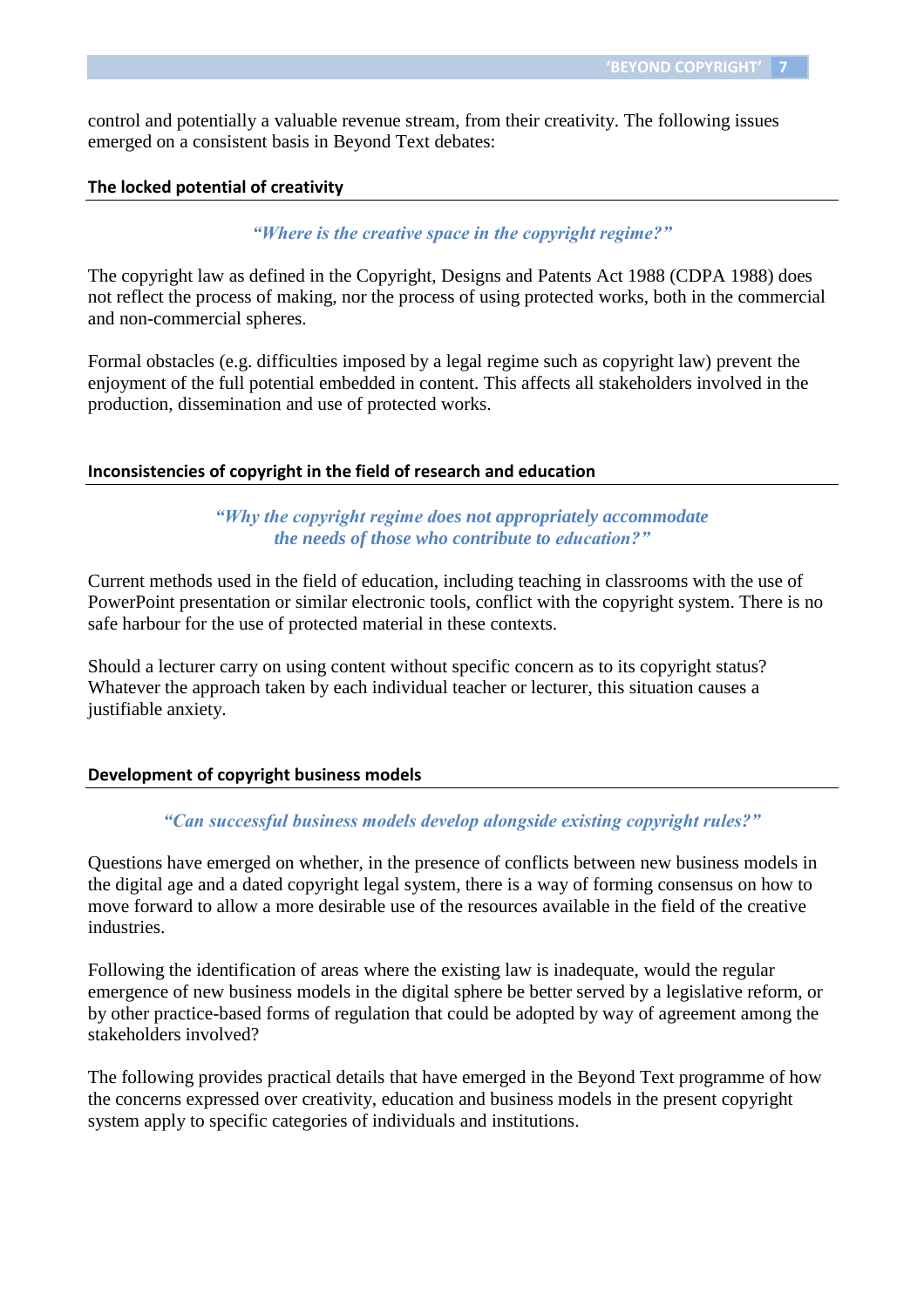control and potentially a valuable revenue stream, from their creativity. The following issues emerged on a consistent basis in Beyond Text debates:

### The locked potential of creativity

*"Where is the creative space in the copyright regime?"*

The copyright law as defined in the Copyright, Designs and Patents Act 1988 (CDPA 1988) does not reflect the process of making, nor the process of using protected works, both in the commercial and non-commercial spheres.

Formal obstacles (e.g. difficulties imposed by a legal regime such as copyright law) prevent the enjoyment of the full potential embedded in content. This affects all stakeholders involved in the production, dissemination and use of protected works.

### Inconsistencies of copyright in the field of research and education

*"Why the copyright regime does not appropriately accommodate the needs of those who contribute to education?"*

Current methods used in the field of education, including teaching in classrooms with the use of PowerPoint presentation or similar electronic tools, conflict with the copyright system. There is no safe harbour for the use of protected material in these contexts.

Should a lecturer carry on using content without specific concern as to its copyright status? Whatever the approach taken by each individual teacher or lecturer, this situation causes a justifiable anxiety.

### Development of copyright business models

*"Can successful business models develop alongside existing copyright rules?"*

Questions have emerged on whether, in the presence of conflicts between new business models in the digital age and a dated copyright legal system, there is a way of forming consensus on how to move forward to allow a more desirable use of the resources available in the field of the creative industries.

Following the identification of areas where the existing law is inadequate, would the regular emergence of new business models in the digital sphere be better served by a legislative reform, or by other practice-based forms of regulation that could be adopted by way of agreement among the stakeholders involved?

The following provides practical details that have emerged in the Beyond Text programme of how the concerns expressed over creativity, education and business models in the present copyright system apply to specific categories of individuals and institutions.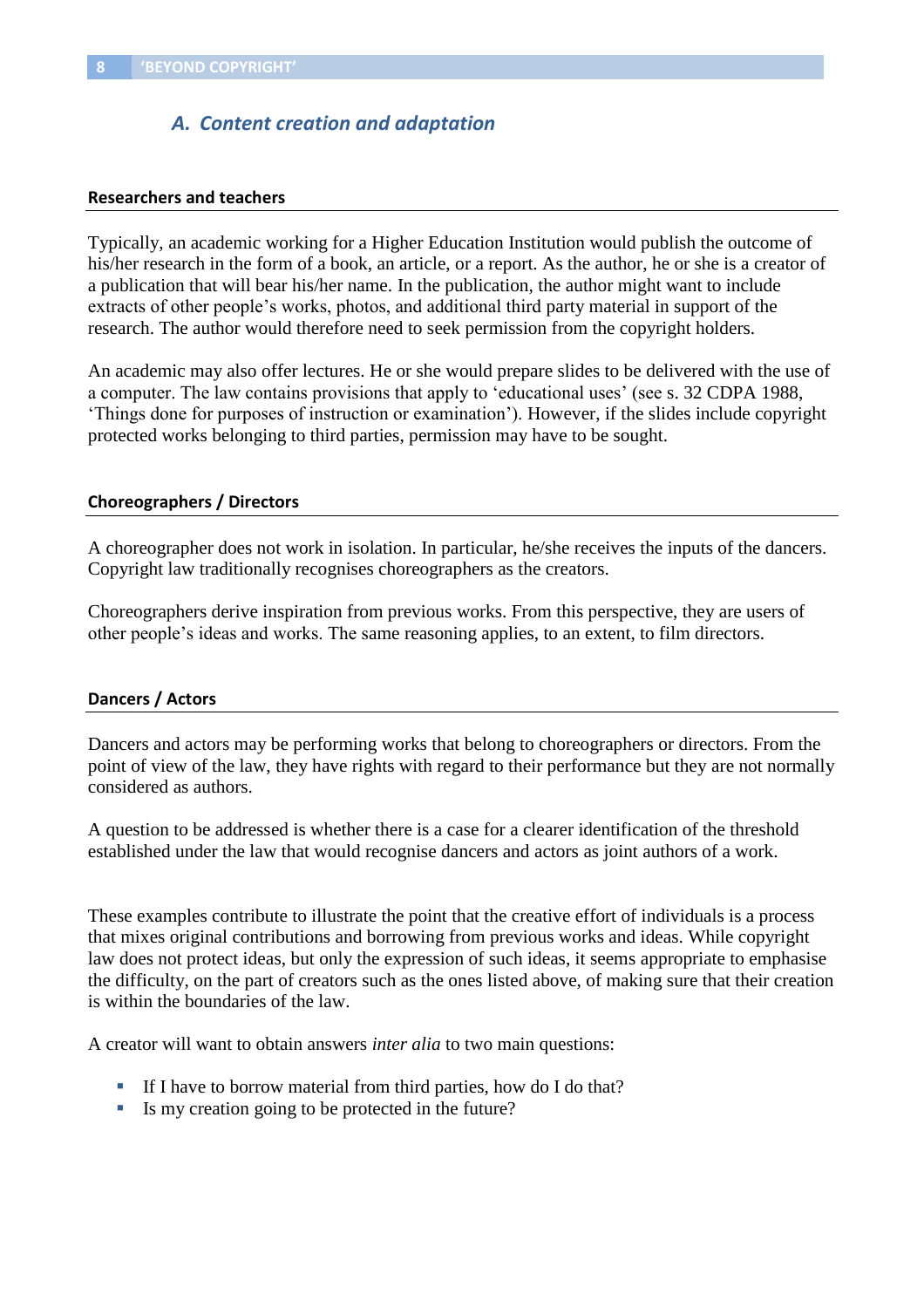## A. Content creation and adaptation

### Researchers and teachers

Typically, an academic working for a Higher Education Institution would publish the outcome of his/her research in the form of a book, an article, or a report. As the author, he or she is a creator of a publication that will bear his/her name. In the publication, the author might want to include extracts of other people's works, photos, and additional third party material in support of the research. The author would therefore need to seek permission from the copyright holders.

An academic may also offer lectures. He or she would prepare slides to be delivered with the use of a computer. The law contains provisions that apply to 'educational uses' (see s. 32 CDPA 1988, 'Things done for purposes of instruction or examination'). However, if the slides include copyright protected works belonging to third parties, permission may have to be sought.

### Choreographers / Directors

A choreographer does not work in isolation. In particular, he/she receives the inputs of the dancers. Copyright law traditionally recognises choreographers as the creators.

Choreographers derive inspiration from previous works. From this perspective, they are users of other people's ideas and works. The same reasoning applies, to an extent, to film directors.

### Dancers / Actors

Dancers and actors may be performing works that belong to choreographers or directors. From the point of view of the law, they have rights with regard to their performance but they are not normally considered as authors.

A question to be addressed is whether there is a case for a clearer identification of the threshold established under the law that would recognise dancers and actors as joint authors of a work.

These examples contribute to illustrate the point that the creative effort of individuals is a process that mixes original contributions and borrowing from previous works and ideas. While copyright law does not protect ideas, but only the expression of such ideas, it seems appropriate to emphasise the difficulty, on the part of creators such as the ones listed above, of making sure that their creation is within the boundaries of the law.

A creator will want to obtain answers *inter alia* to two main questions:

- If I have to borrow material from third parties, how do I do that?
- Is my creation going to be protected in the future?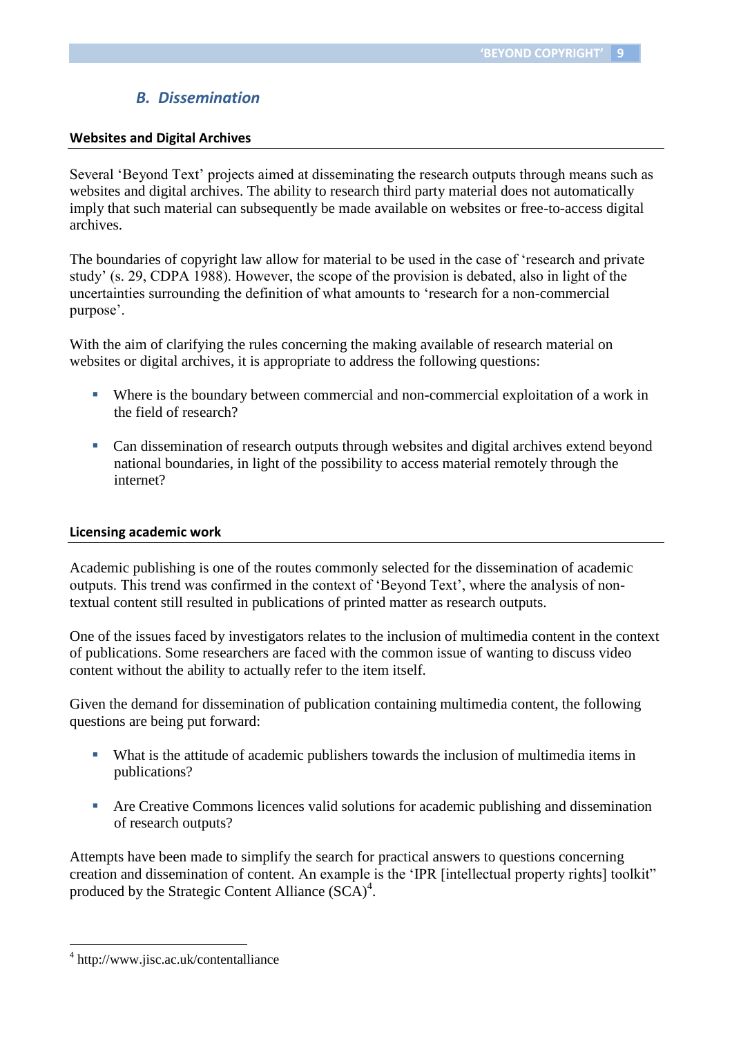### *B. Dissemination*

**Websites and Digital Archives**

Several 'Beyond Text' projects aimed at disseminating the research outputs through means such as websites and digital archives. The ability to research third party material does not automatically imply that such material can subsequently be made available on websites or free-to-access digital archives.

The boundaries of copyright law allow for material to be used in the case of 'research and private study' (s. 29, CDPA 1988). However, the scope of the provision is debated, also in light of the uncertainties surrounding the definition of what amounts to 'research for a non-commercial purpose'.

With the aim of clarifying the rules concerning the making available of research material on websites or digital archives, it is appropriate to address the following questions:

- Where is the boundary between commercial and non-commercial exploitation of a work in the field of research?
- Can dissemination of research outputs through websites and digital archives extend beyond national boundaries, in light of the possibility to access material remotely through the internet?

**Licensing academic work**

Academic publishing is one of the routes commonly selected for the dissemination of academic outputs. This trend was confirmed in the context of 'Beyond Text', where the analysis of non-textual content still resulted in publications of printed matter as research outputs.

One of the issues faced by investigators relates to the inclusion of multimedia content in the context of publications. Some researchers are faced with the common issue of wanting to discuss video content without the ability to actually refer to the item itself.

Given the demand for dissemination of publication containing multimedia content, the following questions are being put forward:

- What is the attitude of academic publishers towards the inclusion of multimedia items in publications?
- Are Creative Commons licences valid solutions for academic publishing and dissemination of research outputs?

Attempts have been made to simplify the search for practical answers to questions concerning creation and dissemination of content. An example is the 'IPR [intellectual property rights] toolkit" produced by the Strategic Content Alliance (SCA)[4].

[4] http://www.jisc.ac.uk/contentalliance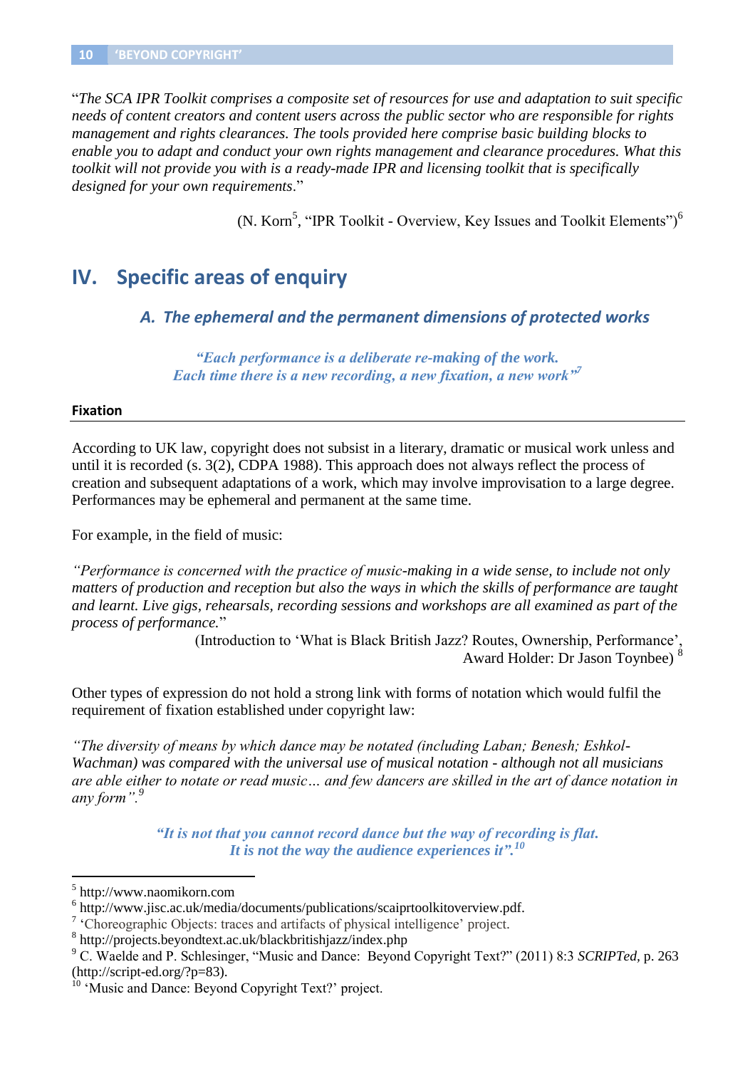"*The SCA IPR Toolkit comprises a composite set of resources for use and adaptation to suit specific needs of content creators and content users across the public sector who are responsible for rights management and rights clearances. The tools provided here comprise basic building blocks to enable you to adapt and conduct your own rights management and clearance procedures. What this toolkit will not provide you with is a ready-made IPR and licensing toolkit that is specifically designed for your own requirements*."

(N. Korn[5], "IPR Toolkit - Overview, Key Issues and Toolkit Elements")[6]

## IV. Specific areas of enquiry

### A. The ephemeral and the permanent dimensions of protected works

***"Each performance is a deliberate re-making of the work. Each time there is a new recording, a new fixation, a new work"[7]***

#### Fixation

According to UK law, copyright does not subsist in a literary, dramatic or musical work unless and until it is recorded (s. 3(2), CDPA 1988). This approach does not always reflect the process of creation and subsequent adaptations of a work, which may involve improvisation to a large degree. Performances may be ephemeral and permanent at the same time.

For example, in the field of music:

*"Performance is concerned with the practice of music-making in a wide sense, to include not only matters of production and reception but also the ways in which the skills of performance are taught and learnt. Live gigs, rehearsals, recording sessions and workshops are all examined as part of the process of performance.*"

(Introduction to 'What is Black British Jazz? Routes, Ownership, Performance', Award Holder: Dr Jason Toynbee) [8]

Other types of expression do not hold a strong link with forms of notation which would fulfil the requirement of fixation established under copyright law:

*"The diversity of means by which dance may be notated (including Laban; Benesh; Eshkol-Wachman) was compared with the universal use of musical notation - although not all musicians are able either to notate or read music… and few dancers are skilled in the art of dance notation in any form".[9]*

***"It is not that you cannot record dance but the way of recording is flat. It is not the way the audience experiences it".[10]***

---

[5] http://www.naomikorn.com

[6] http://www.jisc.ac.uk/media/documents/publications/scaiprtoolkitoverview.pdf.

[7] 'Choreographic Objects: traces and artifacts of physical intelligence' project.

[8] http://projects.beyondtext.ac.uk/blackbritishjazz/index.php

[9] C. Waelde and P. Schlesinger, "Music and Dance: Beyond Copyright Text?" (2011) 8:3 *SCRIPTed,* p. 263 (http://script-ed.org/?p=83).

[10] 'Music and Dance: Beyond Copyright Text?' project.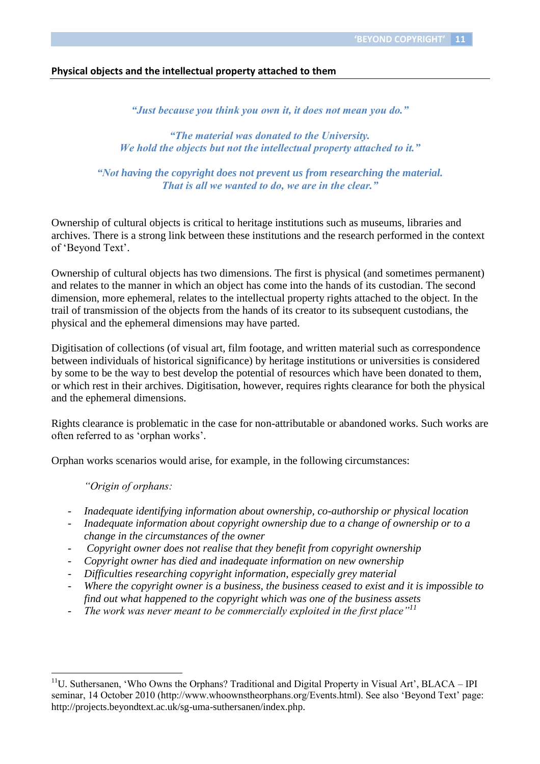**Physical objects and the intellectual property attached to them**

*"Just because you think you own it, it does not mean you do."*

*"The material was donated to the University. We hold the objects but not the intellectual property attached to it."*

*"Not having the copyright does not prevent us from researching the material. That is all we wanted to do, we are in the clear."*

Ownership of cultural objects is critical to heritage institutions such as museums, libraries and archives. There is a strong link between these institutions and the research performed in the context of 'Beyond Text'.

Ownership of cultural objects has two dimensions. The first is physical (and sometimes permanent) and relates to the manner in which an object has come into the hands of its custodian. The second dimension, more ephemeral, relates to the intellectual property rights attached to the object. In the trail of transmission of the objects from the hands of its creator to its subsequent custodians, the physical and the ephemeral dimensions may have parted.

Digitisation of collections (of visual art, film footage, and written material such as correspondence between individuals of historical significance) by heritage institutions or universities is considered by some to be the way to best develop the potential of resources which have been donated to them, or which rest in their archives. Digitisation, however, requires rights clearance for both the physical and the ephemeral dimensions.

Rights clearance is problematic in the case for non-attributable or abandoned works. Such works are often referred to as 'orphan works'.

Orphan works scenarios would arise, for example, in the following circumstances:

*"Origin of orphans:*

- *Inadequate identifying information about ownership, co-authorship or physical location*
- *Inadequate information about copyright ownership due to a change of ownership or to a change in the circumstances of the owner*
- *Copyright owner does not realise that they benefit from copyright ownership*
- *Copyright owner has died and inadequate information on new ownership*
- *Difficulties researching copyright information, especially grey material*
- *Where the copyright owner is a business, the business ceased to exist and it is impossible to find out what happened to the copyright which was one of the business assets*
- *The work was never meant to be commercially exploited in the first place"*[11]

---

[11] U. Suthersanen, 'Who Owns the Orphans? Traditional and Digital Property in Visual Art', BLACA – IPI seminar, 14 October 2010 (http://www.whoownstheorphans.org/Events.html). See also 'Beyond Text' page: http://projects.beyondtext.ac.uk/sg-uma-suthersanen/index.php.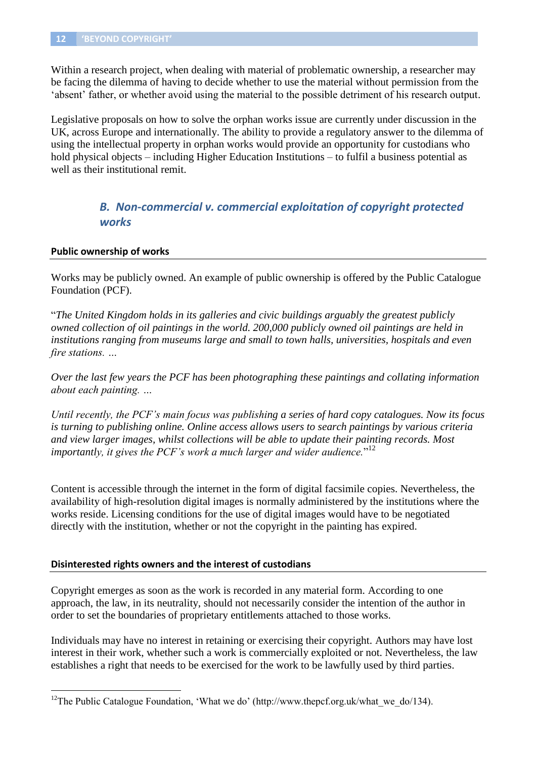Within a research project, when dealing with material of problematic ownership, a researcher may be facing the dilemma of having to decide whether to use the material without permission from the 'absent' father, or whether avoid using the material to the possible detriment of his research output.

Legislative proposals on how to solve the orphan works issue are currently under discussion in the UK, across Europe and internationally. The ability to provide a regulatory answer to the dilemma of using the intellectual property in orphan works would provide an opportunity for custodians who hold physical objects – including Higher Education Institutions – to fulfil a business potential as well as their institutional remit.

### *B. Non-commercial v. commercial exploitation of copyright protected works*

#### **Public ownership of works**

Works may be publicly owned. An example of public ownership is offered by the Public Catalogue Foundation (PCF).

"*The United Kingdom holds in its galleries and civic buildings arguably the greatest publicly owned collection of oil paintings in the world. 200,000 publicly owned oil paintings are held in institutions ranging from museums large and small to town halls, universities, hospitals and even fire stations. …*

*Over the last few years the PCF has been photographing these paintings and collating information about each painting. …*

*Until recently, the PCF's main focus was publishing a series of hard copy catalogues. Now its focus is turning to publishing online. Online access allows users to search paintings by various criteria and view larger images, whilst collections will be able to update their painting records. Most importantly, it gives the PCF's work a much larger and wider audience.*"[12]

Content is accessible through the internet in the form of digital facsimile copies. Nevertheless, the availability of high-resolution digital images is normally administered by the institutions where the works reside. Licensing conditions for the use of digital images would have to be negotiated directly with the institution, whether or not the copyright in the painting has expired.

#### **Disinterested rights owners and the interest of custodians**

Copyright emerges as soon as the work is recorded in any material form. According to one approach, the law, in its neutrality, should not necessarily consider the intention of the author in order to set the boundaries of proprietary entitlements attached to those works.

Individuals may have no interest in retaining or exercising their copyright. Authors may have lost interest in their work, whether such a work is commercially exploited or not. Nevertheless, the law establishes a right that needs to be exercised for the work to be lawfully used by third parties.

---

[12] The Public Catalogue Foundation, 'What we do' (http://www.thepcf.org.uk/what_we_do/134).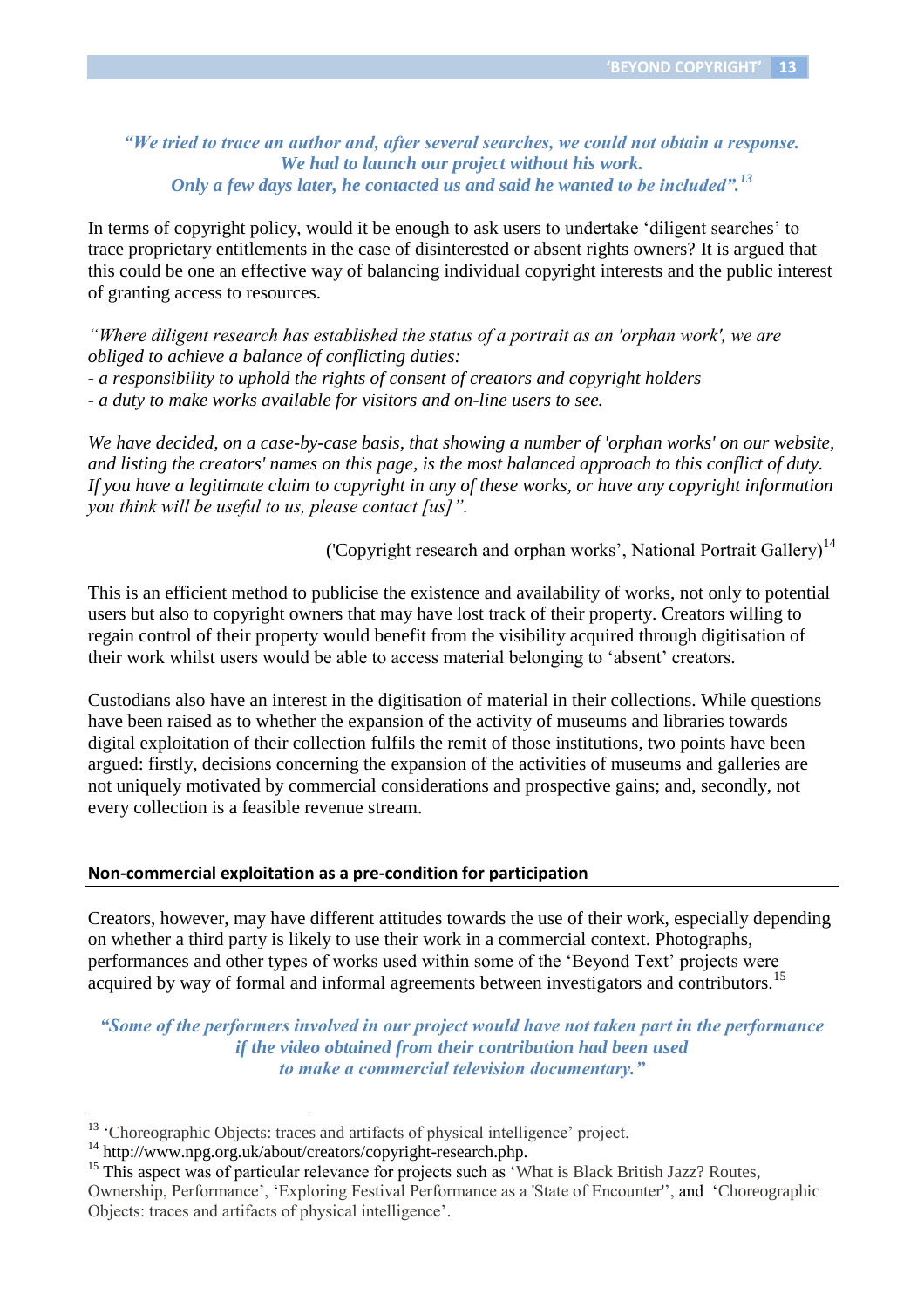*"We tried to trace an author and, after several searches, we could not obtain a response. We had to launch our project without his work. Only a few days later, he contacted us and said he wanted to be included".*[13]

In terms of copyright policy, would it be enough to ask users to undertake 'diligent searches' to trace proprietary entitlements in the case of disinterested or absent rights owners? It is argued that this could be one an effective way of balancing individual copyright interests and the public interest of granting access to resources.

*"Where diligent research has established the status of a portrait as an 'orphan work', we are obliged to achieve a balance of conflicting duties:*
*- a responsibility to uphold the rights of consent of creators and copyright holders*
*- a duty to make works available for visitors and on-line users to see.*

*We have decided, on a case-by-case basis, that showing a number of 'orphan works' on our website, and listing the creators' names on this page, is the most balanced approach to this conflict of duty. If you have a legitimate claim to copyright in any of these works, or have any copyright information you think will be useful to us, please contact [us]".*

('Copyright research and orphan works', National Portrait Gallery)[14]

This is an efficient method to publicise the existence and availability of works, not only to potential users but also to copyright owners that may have lost track of their property. Creators willing to regain control of their property would benefit from the visibility acquired through digitisation of their work whilst users would be able to access material belonging to 'absent' creators.

Custodians also have an interest in the digitisation of material in their collections. While questions have been raised as to whether the expansion of the activity of museums and libraries towards digital exploitation of their collection fulfils the remit of those institutions, two points have been argued: firstly, decisions concerning the expansion of the activities of museums and galleries are not uniquely motivated by commercial considerations and prospective gains; and, secondly, not every collection is a feasible revenue stream.

## Non-commercial exploitation as a pre-condition for participation

Creators, however, may have different attitudes towards the use of their work, especially depending on whether a third party is likely to use their work in a commercial context. Photographs, performances and other types of works used within some of the 'Beyond Text' projects were acquired by way of formal and informal agreements between investigators and contributors.[15]

*"Some of the performers involved in our project would have not taken part in the performance if the video obtained from their contribution had been used to make a commercial television documentary."*

---

[13] 'Choreographic Objects: traces and artifacts of physical intelligence' project.

[14] http://www.npg.org.uk/about/creators/copyright-research.php.

[15] This aspect was of particular relevance for projects such as 'What is Black British Jazz? Routes, Ownership, Performance', 'Exploring Festival Performance as a 'State of Encounter'', and 'Choreographic Objects: traces and artifacts of physical intelligence'.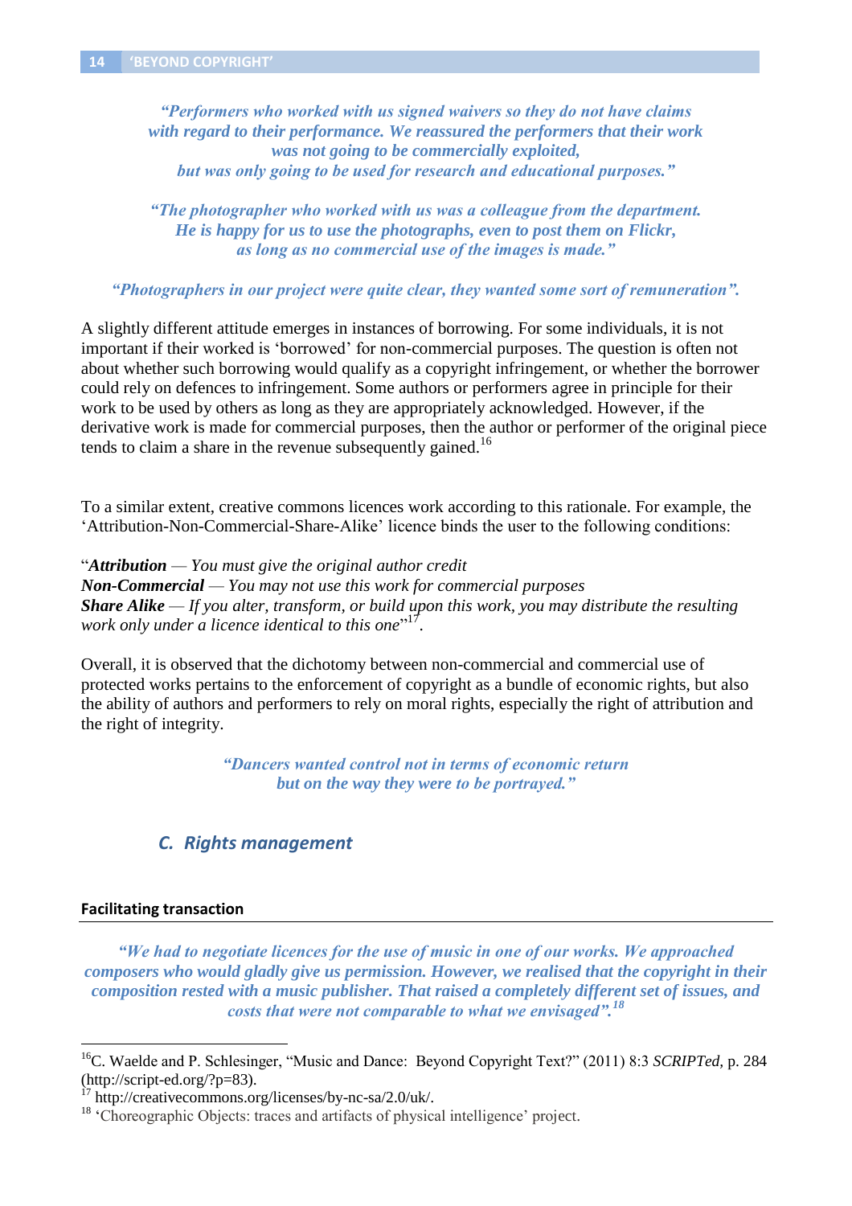*"Performers who worked with us signed waivers so they do not have claims with regard to their performance. We reassured the performers that their work was not going to be commercially exploited, but was only going to be used for research and educational purposes."*

*"The photographer who worked with us was a colleague from the department. He is happy for us to use the photographs, even to post them on Flickr, as long as no commercial use of the images is made."*

*"Photographers in our project were quite clear, they wanted some sort of remuneration".*

A slightly different attitude emerges in instances of borrowing. For some individuals, it is not important if their worked is 'borrowed' for non-commercial purposes. The question is often not about whether such borrowing would qualify as a copyright infringement, or whether the borrower could rely on defences to infringement. Some authors or performers agree in principle for their work to be used by others as long as they are appropriately acknowledged. However, if the derivative work is made for commercial purposes, then the author or performer of the original piece tends to claim a share in the revenue subsequently gained.[16]

To a similar extent, creative commons licences work according to this rationale. For example, the 'Attribution-Non-Commercial-Share-Alike' licence binds the user to the following conditions:

"***Attribution*** *— You must give the original author credit*
***Non-Commercial*** *— You may not use this work for commercial purposes*
***Share Alike*** *— If you alter, transform, or build upon this work, you may distribute the resulting work only under a licence identical to this one*"[17].

Overall, it is observed that the dichotomy between non-commercial and commercial use of protected works pertains to the enforcement of copyright as a bundle of economic rights, but also the ability of authors and performers to rely on moral rights, especially the right of attribution and the right of integrity.

*"Dancers wanted control not in terms of economic return but on the way they were to be portrayed."*

## C. Rights management

#### Facilitating transaction

*"We had to negotiate licences for the use of music in one of our works. We approached composers who would gladly give us permission. However, we realised that the copyright in their composition rested with a music publisher. That raised a completely different set of issues, and costs that were not comparable to what we envisaged".*[18]

---

[16] C. Waelde and P. Schlesinger, "Music and Dance: Beyond Copyright Text?" (2011) 8:3 *SCRIPTed,* p. 284 (http://script-ed.org/?p=83).

[17] http://creativecommons.org/licenses/by-nc-sa/2.0/uk/.

[18] 'Choreographic Objects: traces and artifacts of physical intelligence' project.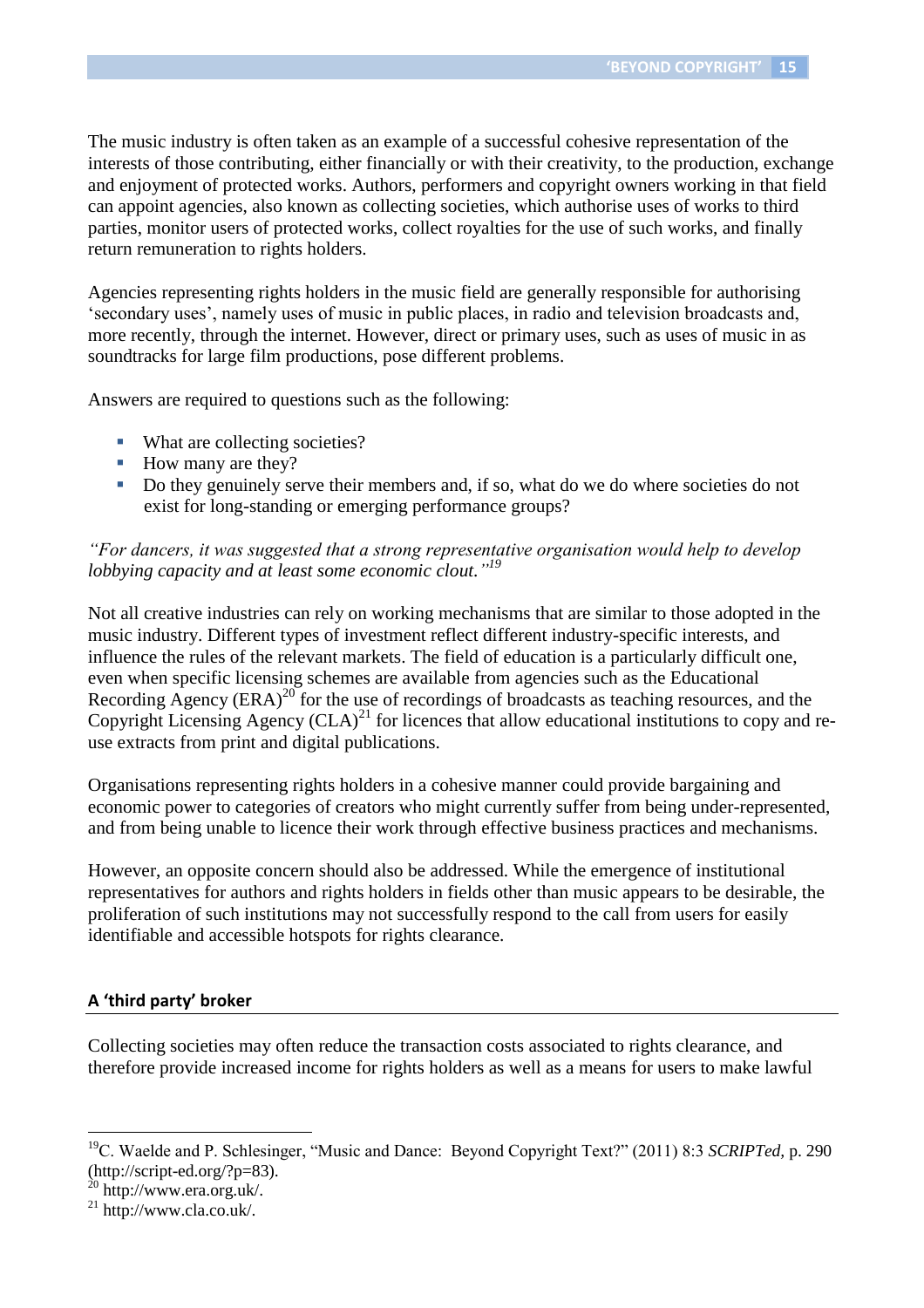The music industry is often taken as an example of a successful cohesive representation of the interests of those contributing, either financially or with their creativity, to the production, exchange and enjoyment of protected works. Authors, performers and copyright owners working in that field can appoint agencies, also known as collecting societies, which authorise uses of works to third parties, monitor users of protected works, collect royalties for the use of such works, and finally return remuneration to rights holders.

Agencies representing rights holders in the music field are generally responsible for authorising 'secondary uses', namely uses of music in public places, in radio and television broadcasts and, more recently, through the internet. However, direct or primary uses, such as uses of music in as soundtracks for large film productions, pose different problems.

Answers are required to questions such as the following:

- What are collecting societies?
- How many are they?
- Do they genuinely serve their members and, if so, what do we do where societies do not exist for long-standing or emerging performance groups?

*"For dancers, it was suggested that a strong representative organisation would help to develop lobbying capacity and at least some economic clout."*[19]

Not all creative industries can rely on working mechanisms that are similar to those adopted in the music industry. Different types of investment reflect different industry-specific interests, and influence the rules of the relevant markets. The field of education is a particularly difficult one, even when specific licensing schemes are available from agencies such as the Educational Recording Agency (ERA)[20] for the use of recordings of broadcasts as teaching resources, and the Copyright Licensing Agency (CLA)[21] for licences that allow educational institutions to copy and re-use extracts from print and digital publications.

Organisations representing rights holders in a cohesive manner could provide bargaining and economic power to categories of creators who might currently suffer from being under-represented, and from being unable to licence their work through effective business practices and mechanisms.

However, an opposite concern should also be addressed. While the emergence of institutional representatives for authors and rights holders in fields other than music appears to be desirable, the proliferation of such institutions may not successfully respond to the call from users for easily identifiable and accessible hotspots for rights clearance.

## A 'third party' broker

Collecting societies may often reduce the transaction costs associated to rights clearance, and therefore provide increased income for rights holders as well as a means for users to make lawful

---

[19] C. Waelde and P. Schlesinger, "Music and Dance: Beyond Copyright Text?" (2011) 8:3 *SCRIPTed*, p. 290 (http://script-ed.org/?p=83).

[20] http://www.era.org.uk/.

[21] http://www.cla.co.uk/.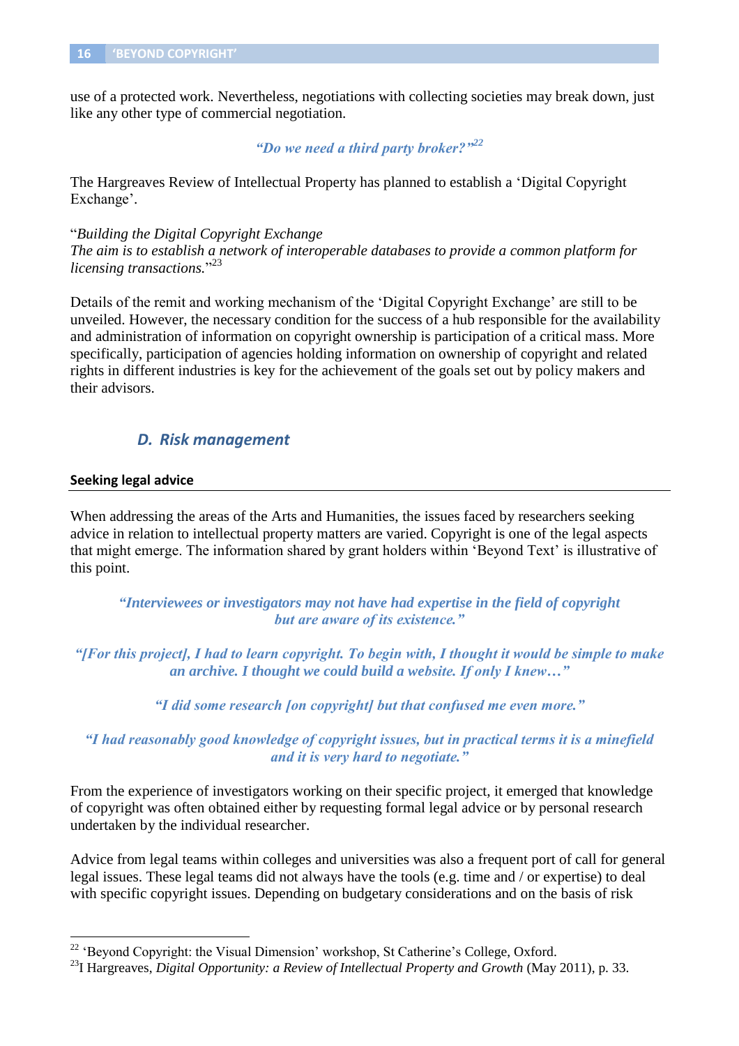use of a protected work. Nevertheless, negotiations with collecting societies may break down, just like any other type of commercial negotiation.

*"Do we need a third party broker?"*[22]

The Hargreaves Review of Intellectual Property has planned to establish a 'Digital Copyright Exchange'.

"*Building the Digital Copyright Exchange*
*The aim is to establish a network of interoperable databases to provide a common platform for licensing transactions.*"[23]

Details of the remit and working mechanism of the 'Digital Copyright Exchange' are still to be unveiled. However, the necessary condition for the success of a hub responsible for the availability and administration of information on copyright ownership is participation of a critical mass. More specifically, participation of agencies holding information on ownership of copyright and related rights in different industries is key for the achievement of the goals set out by policy makers and their advisors.

## D. Risk management

### Seeking legal advice

When addressing the areas of the Arts and Humanities, the issues faced by researchers seeking advice in relation to intellectual property matters are varied. Copyright is one of the legal aspects that might emerge. The information shared by grant holders within 'Beyond Text' is illustrative of this point.

*"Interviewees or investigators may not have had expertise in the field of copyright but are aware of its existence."*

*"[For this project], I had to learn copyright. To begin with, I thought it would be simple to make an archive. I thought we could build a website. If only I knew…"*

*"I did some research [on copyright] but that confused me even more."*

*"I had reasonably good knowledge of copyright issues, but in practical terms it is a minefield and it is very hard to negotiate."*

From the experience of investigators working on their specific project, it emerged that knowledge of copyright was often obtained either by requesting formal legal advice or by personal research undertaken by the individual researcher.

Advice from legal teams within colleges and universities was also a frequent port of call for general legal issues. These legal teams did not always have the tools (e.g. time and / or expertise) to deal with specific copyright issues. Depending on budgetary considerations and on the basis of risk

---

[22] 'Beyond Copyright: the Visual Dimension' workshop, St Catherine's College, Oxford.

[23] I Hargreaves, *Digital Opportunity: a Review of Intellectual Property and Growth* (May 2011), p. 33.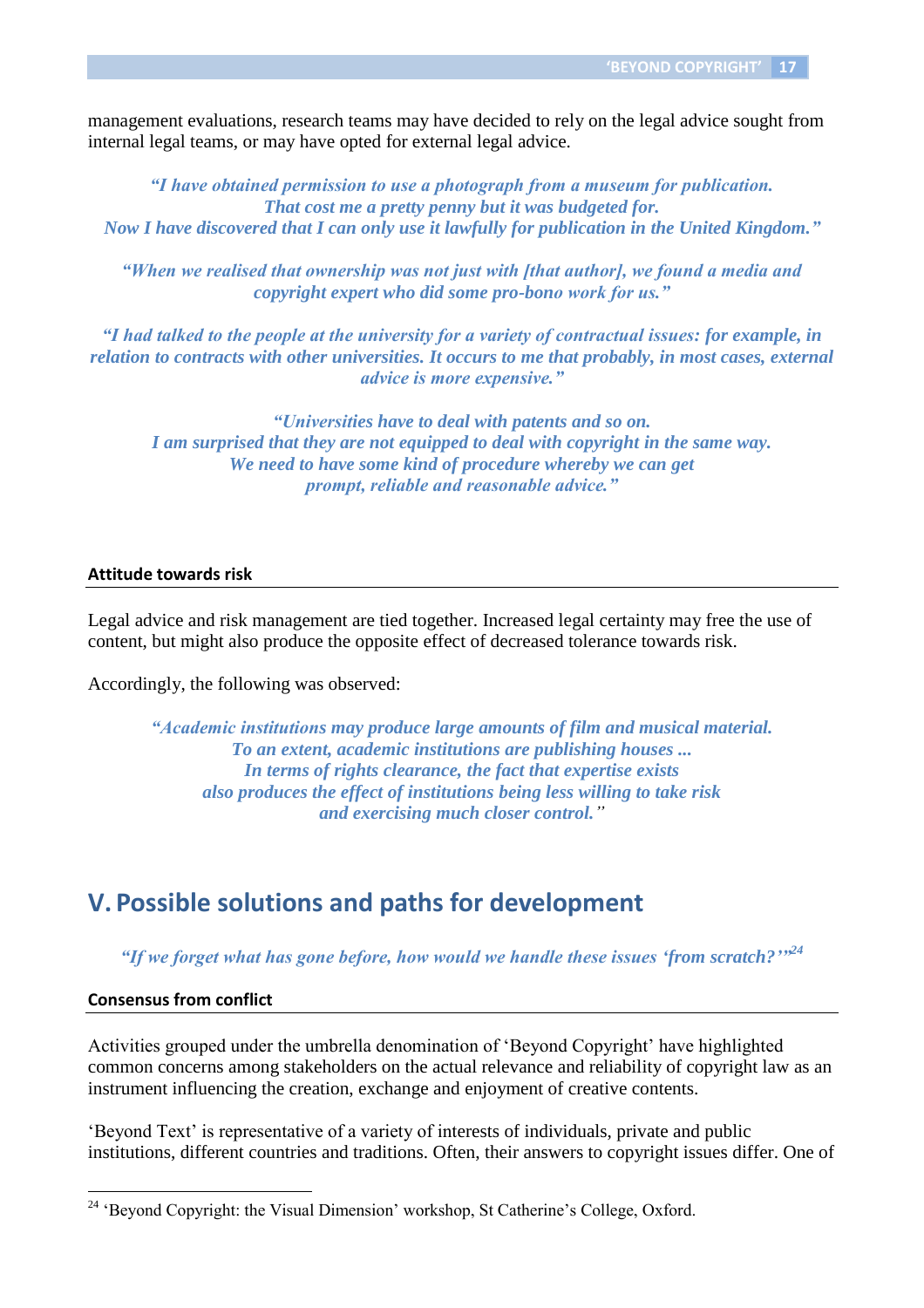management evaluations, research teams may have decided to rely on the legal advice sought from internal legal teams, or may have opted for external legal advice.

> ***"I have obtained permission to use a photograph from a museum for publication. That cost me a pretty penny but it was budgeted for. Now I have discovered that I can only use it lawfully for publication in the United Kingdom."***

> ***"When we realised that ownership was not just with [that author], we found a media and copyright expert who did some pro-bono work for us."***

> ***"I had talked to the people at the university for a variety of contractual issues: for example, in relation to contracts with other universities. It occurs to me that probably, in most cases, external advice is more expensive."***

> ***"Universities have to deal with patents and so on. I am surprised that they are not equipped to deal with copyright in the same way. We need to have some kind of procedure whereby we can get prompt, reliable and reasonable advice."***

### Attitude towards risk

Legal advice and risk management are tied together. Increased legal certainty may free the use of content, but might also produce the opposite effect of decreased tolerance towards risk.

Accordingly, the following was observed:

> ***"Academic institutions may produce large amounts of film and musical material. To an extent, academic institutions are publishing houses ... In terms of rights clearance, the fact that expertise exists also produces the effect of institutions being less willing to take risk and exercising much closer control."***

## V. Possible solutions and paths for development

> ***"If we forget what has gone before, how would we handle these issues 'from scratch?'"***[24]

### Consensus from conflict

Activities grouped under the umbrella denomination of 'Beyond Copyright' have highlighted common concerns among stakeholders on the actual relevance and reliability of copyright law as an instrument influencing the creation, exchange and enjoyment of creative contents.

'Beyond Text' is representative of a variety of interests of individuals, private and public institutions, different countries and traditions. Often, their answers to copyright issues differ. One of

---

[24] 'Beyond Copyright: the Visual Dimension' workshop, St Catherine's College, Oxford.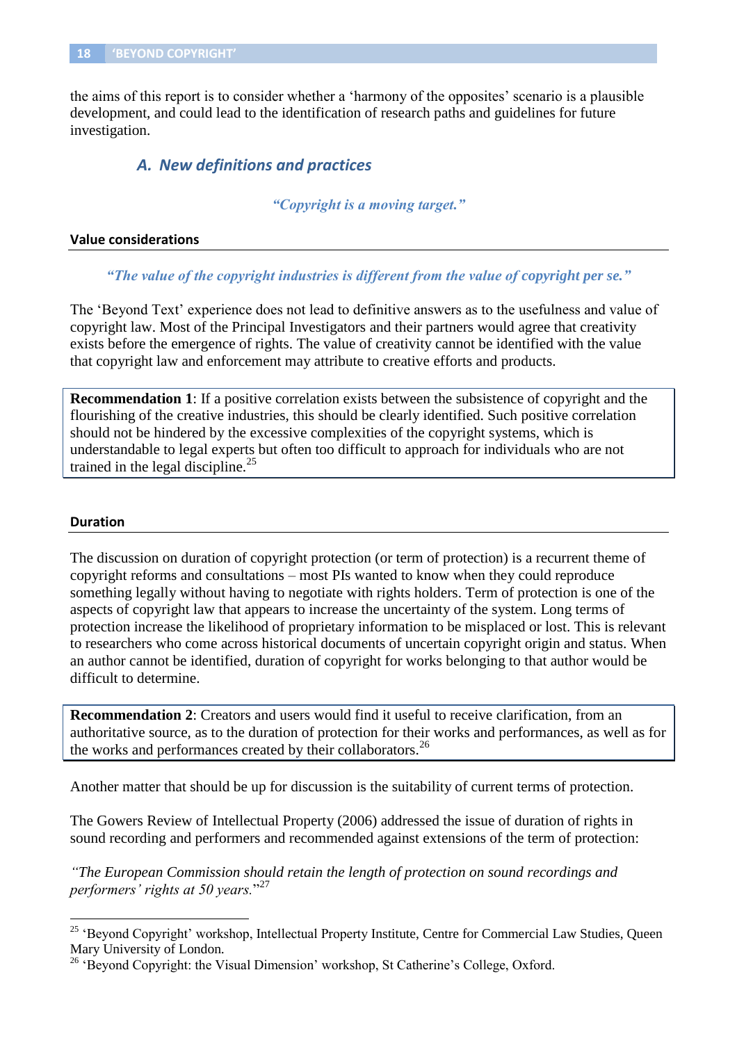the aims of this report is to consider whether a 'harmony of the opposites' scenario is a plausible development, and could lead to the identification of research paths and guidelines for future investigation.

## A. New definitions and practices

*"Copyright is a moving target."*

### Value considerations

*"The value of the copyright industries is different from the value of copyright per se."*

The 'Beyond Text' experience does not lead to definitive answers as to the usefulness and value of copyright law. Most of the Principal Investigators and their partners would agree that creativity exists before the emergence of rights. The value of creativity cannot be identified with the value that copyright law and enforcement may attribute to creative efforts and products.

**Recommendation 1**: If a positive correlation exists between the subsistence of copyright and the flourishing of the creative industries, this should be clearly identified. Such positive correlation should not be hindered by the excessive complexities of the copyright systems, which is understandable to legal experts but often too difficult to approach for individuals who are not trained in the legal discipline.[25]

### Duration

The discussion on duration of copyright protection (or term of protection) is a recurrent theme of copyright reforms and consultations – most PIs wanted to know when they could reproduce something legally without having to negotiate with rights holders. Term of protection is one of the aspects of copyright law that appears to increase the uncertainty of the system. Long terms of protection increase the likelihood of proprietary information to be misplaced or lost. This is relevant to researchers who come across historical documents of uncertain copyright origin and status. When an author cannot be identified, duration of copyright for works belonging to that author would be difficult to determine.

**Recommendation 2**: Creators and users would find it useful to receive clarification, from an authoritative source, as to the duration of protection for their works and performances, as well as for the works and performances created by their collaborators.[26]

Another matter that should be up for discussion is the suitability of current terms of protection.

The Gowers Review of Intellectual Property (2006) addressed the issue of duration of rights in sound recording and performers and recommended against extensions of the term of protection:

*"The European Commission should retain the length of protection on sound recordings and performers' rights at 50 years."*[27]

---

[25] 'Beyond Copyright' workshop, Intellectual Property Institute, Centre for Commercial Law Studies, Queen Mary University of London.

[26] 'Beyond Copyright: the Visual Dimension' workshop, St Catherine's College, Oxford.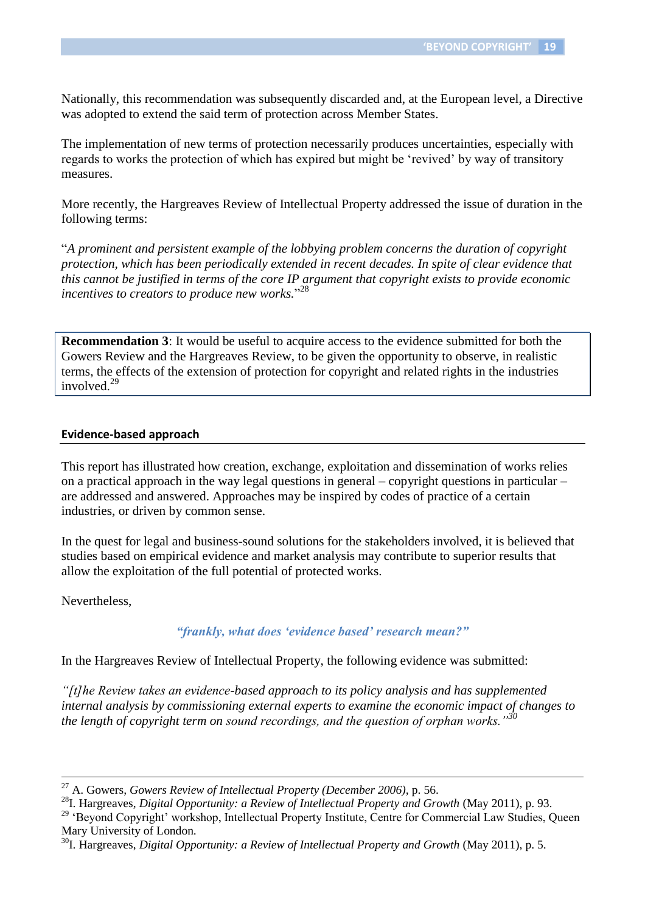Nationally, this recommendation was subsequently discarded and, at the European level, a Directive was adopted to extend the said term of protection across Member States.

The implementation of new terms of protection necessarily produces uncertainties, especially with regards to works the protection of which has expired but might be 'revived' by way of transitory measures.

More recently, the Hargreaves Review of Intellectual Property addressed the issue of duration in the following terms:

"*A prominent and persistent example of the lobbying problem concerns the duration of copyright protection, which has been periodically extended in recent decades. In spite of clear evidence that this cannot be justified in terms of the core IP argument that copyright exists to provide economic incentives to creators to produce new works.*"[28]

> **Recommendation 3**: It would be useful to acquire access to the evidence submitted for both the Gowers Review and the Hargreaves Review, to be given the opportunity to observe, in realistic terms, the effects of the extension of protection for copyright and related rights in the industries involved.[29]

### Evidence-based approach

This report has illustrated how creation, exchange, exploitation and dissemination of works relies on a practical approach in the way legal questions in general – copyright questions in particular – are addressed and answered. Approaches may be inspired by codes of practice of a certain industries, or driven by common sense.

In the quest for legal and business-sound solutions for the stakeholders involved, it is believed that studies based on empirical evidence and market analysis may contribute to superior results that allow the exploitation of the full potential of protected works.

Nevertheless,

***"frankly, what does 'evidence based' research mean?"***

In the Hargreaves Review of Intellectual Property, the following evidence was submitted:

*"[t]he Review takes an evidence-based approach to its policy analysis and has supplemented internal analysis by commissioning external experts to examine the economic impact of changes to the length of copyright term on sound recordings, and the question of orphan works."*[30]

---

[27] A. Gowers, *Gowers Review of Intellectual Property (December 2006)*, p. 56.

[28] I. Hargreaves, *Digital Opportunity: a Review of Intellectual Property and Growth* (May 2011), p. 93.

[29] 'Beyond Copyright' workshop, Intellectual Property Institute, Centre for Commercial Law Studies, Queen Mary University of London.

[30] I. Hargreaves, *Digital Opportunity: a Review of Intellectual Property and Growth* (May 2011), p. 5.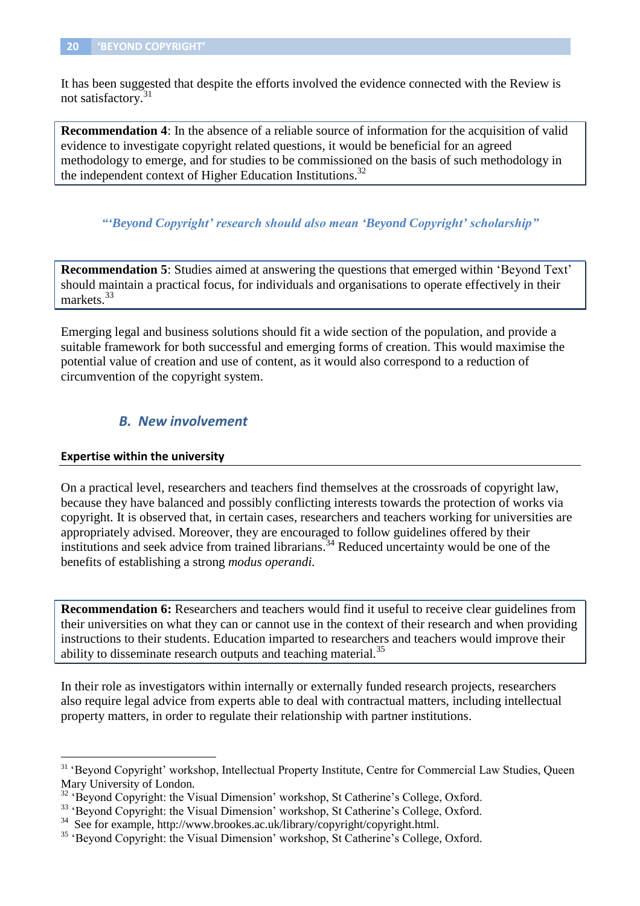It has been suggested that despite the efforts involved the evidence connected with the Review is not satisfactory.[31]

**Recommendation 4**: In the absence of a reliable source of information for the acquisition of valid evidence to investigate copyright related questions, it would be beneficial for an agreed methodology to emerge, and for studies to be commissioned on the basis of such methodology in the independent context of Higher Education Institutions.[32]

*"'Beyond Copyright' research should also mean 'Beyond Copyright' scholarship"*

**Recommendation 5**: Studies aimed at answering the questions that emerged within 'Beyond Text' should maintain a practical focus, for individuals and organisations to operate effectively in their markets.[33]

Emerging legal and business solutions should fit a wide section of the population, and provide a suitable framework for both successful and emerging forms of creation. This would maximise the potential value of creation and use of content, as it would also correspond to a reduction of circumvention of the copyright system.

## B. New involvement

### Expertise within the university

On a practical level, researchers and teachers find themselves at the crossroads of copyright law, because they have balanced and possibly conflicting interests towards the protection of works via copyright. It is observed that, in certain cases, researchers and teachers working for universities are appropriately advised. Moreover, they are encouraged to follow guidelines offered by their institutions and seek advice from trained librarians.[34] Reduced uncertainty would be one of the benefits of establishing a strong *modus operandi.*

**Recommendation 6:** Researchers and teachers would find it useful to receive clear guidelines from their universities on what they can or cannot use in the context of their research and when providing instructions to their students. Education imparted to researchers and teachers would improve their ability to disseminate research outputs and teaching material.[35]

In their role as investigators within internally or externally funded research projects, researchers also require legal advice from experts able to deal with contractual matters, including intellectual property matters, in order to regulate their relationship with partner institutions.

---

[31] 'Beyond Copyright' workshop, Intellectual Property Institute, Centre for Commercial Law Studies, Queen Mary University of London.

[32] 'Beyond Copyright: the Visual Dimension' workshop, St Catherine's College, Oxford.

[33] 'Beyond Copyright: the Visual Dimension' workshop, St Catherine's College, Oxford.

[34] See for example, http://www.brookes.ac.uk/library/copyright/copyright.html.

[35] 'Beyond Copyright: the Visual Dimension' workshop, St Catherine's College, Oxford.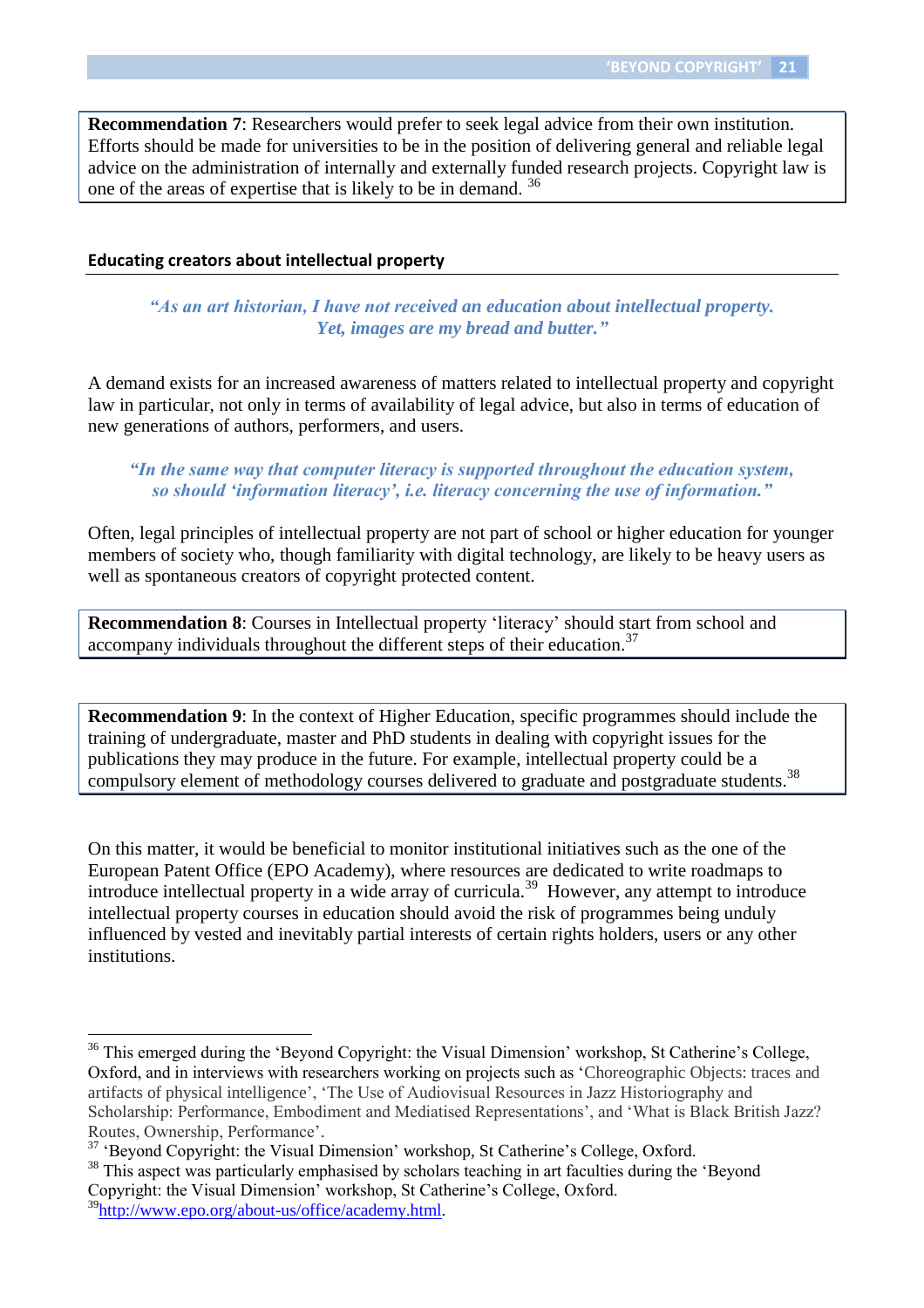**Recommendation 7**: Researchers would prefer to seek legal advice from their own institution. Efforts should be made for universities to be in the position of delivering general and reliable legal advice on the administration of internally and externally funded research projects. Copyright law is one of the areas of expertise that is likely to be in demand. [36]

### Educating creators about intellectual property

> *"As an art historian, I have not received an education about intellectual property. Yet, images are my bread and butter."*

A demand exists for an increased awareness of matters related to intellectual property and copyright law in particular, not only in terms of availability of legal advice, but also in terms of education of new generations of authors, performers, and users.

> *"In the same way that computer literacy is supported throughout the education system, so should 'information literacy', i.e. literacy concerning the use of information."*

Often, legal principles of intellectual property are not part of school or higher education for younger members of society who, though familiarity with digital technology, are likely to be heavy users as well as spontaneous creators of copyright protected content.

**Recommendation 8**: Courses in Intellectual property 'literacy' should start from school and accompany individuals throughout the different steps of their education.[37]

**Recommendation 9**: In the context of Higher Education, specific programmes should include the training of undergraduate, master and PhD students in dealing with copyright issues for the publications they may produce in the future. For example, intellectual property could be a compulsory element of methodology courses delivered to graduate and postgraduate students.[38]

On this matter, it would be beneficial to monitor institutional initiatives such as the one of the European Patent Office (EPO Academy), where resources are dedicated to write roadmaps to introduce intellectual property in a wide array of curricula.[39] However, any attempt to introduce intellectual property courses in education should avoid the risk of programmes being unduly influenced by vested and inevitably partial interests of certain rights holders, users or any other institutions.

---

[36] This emerged during the 'Beyond Copyright: the Visual Dimension' workshop, St Catherine's College, Oxford, and in interviews with researchers working on projects such as 'Choreographic Objects: traces and artifacts of physical intelligence', 'The Use of Audiovisual Resources in Jazz Historiography and Scholarship: Performance, Embodiment and Mediatised Representations', and 'What is Black British Jazz? Routes, Ownership, Performance'.

[37] 'Beyond Copyright: the Visual Dimension' workshop, St Catherine's College, Oxford.

[38] This aspect was particularly emphasised by scholars teaching in art faculties during the 'Beyond Copyright: the Visual Dimension' workshop, St Catherine's College, Oxford.

[39] http://www.epo.org/about-us/office/academy.html.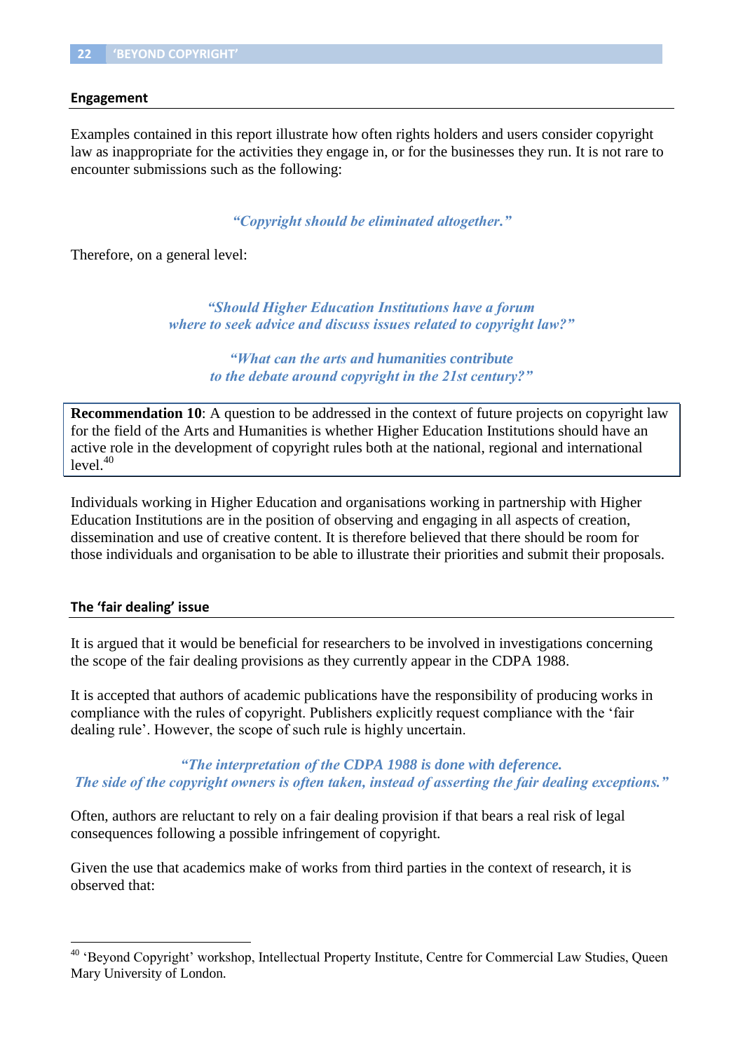## Engagement

Examples contained in this report illustrate how often rights holders and users consider copyright law as inappropriate for the activities they engage in, or for the businesses they run. It is not rare to encounter submissions such as the following:

> *"Copyright should be eliminated altogether."*

Therefore, on a general level:

> *"Should Higher Education Institutions have a forum where to seek advice and discuss issues related to copyright law?"*
>
> *"What can the arts and humanities contribute to the debate around copyright in the 21st century?"*

**Recommendation 10**: A question to be addressed in the context of future projects on copyright law for the field of the Arts and Humanities is whether Higher Education Institutions should have an active role in the development of copyright rules both at the national, regional and international level.[40]

Individuals working in Higher Education and organisations working in partnership with Higher Education Institutions are in the position of observing and engaging in all aspects of creation, dissemination and use of creative content. It is therefore believed that there should be room for those individuals and organisation to be able to illustrate their priorities and submit their proposals.

## The 'fair dealing' issue

It is argued that it would be beneficial for researchers to be involved in investigations concerning the scope of the fair dealing provisions as they currently appear in the CDPA 1988.

It is accepted that authors of academic publications have the responsibility of producing works in compliance with the rules of copyright. Publishers explicitly request compliance with the 'fair dealing rule'. However, the scope of such rule is highly uncertain.

> *"The interpretation of the CDPA 1988 is done with deference. The side of the copyright owners is often taken, instead of asserting the fair dealing exceptions."*

Often, authors are reluctant to rely on a fair dealing provision if that bears a real risk of legal consequences following a possible infringement of copyright.

Given the use that academics make of works from third parties in the context of research, it is observed that:

---

[40] 'Beyond Copyright' workshop, Intellectual Property Institute, Centre for Commercial Law Studies, Queen Mary University of London.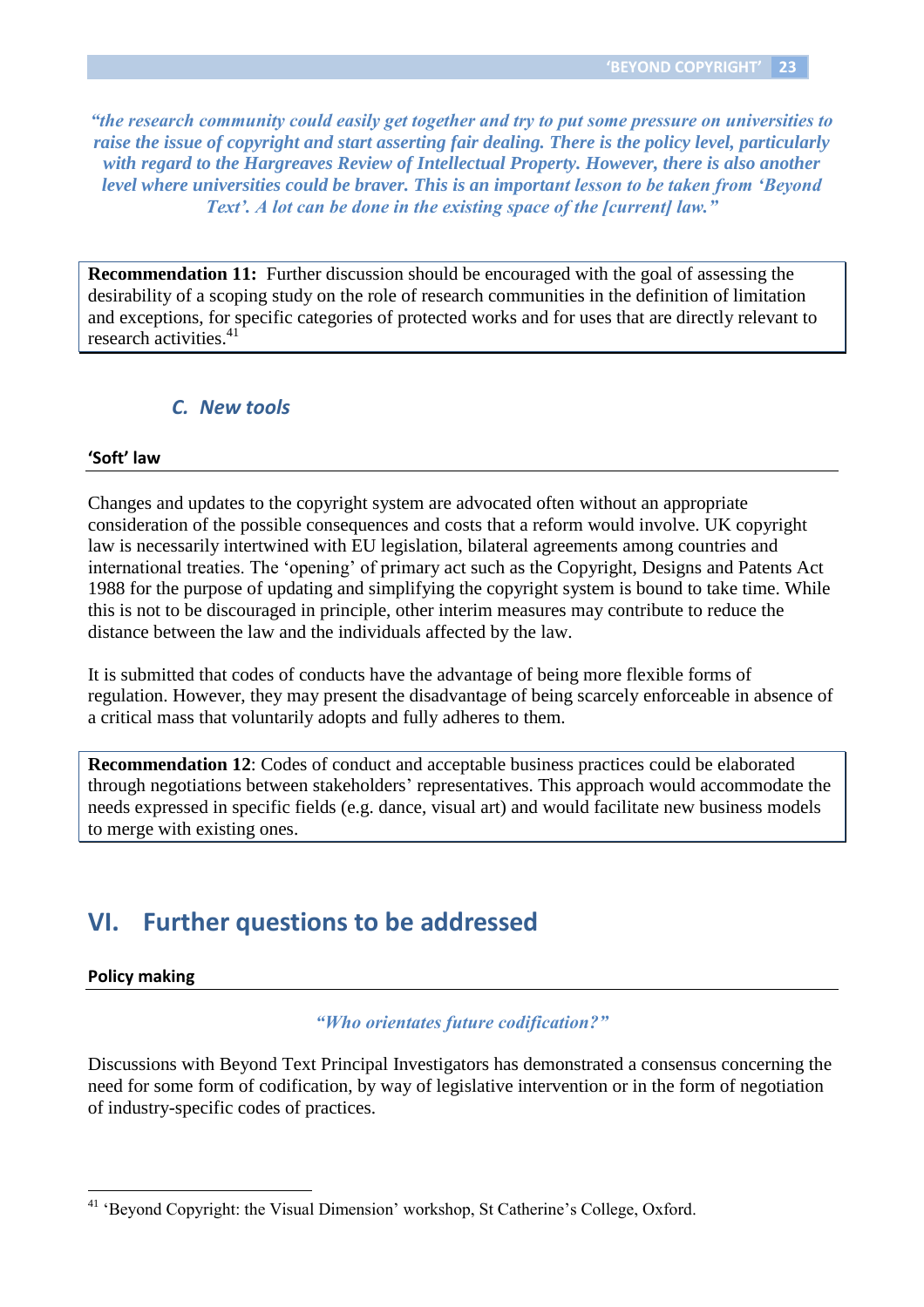*“the research community could easily get together and try to put some pressure on universities to raise the issue of copyright and start asserting fair dealing. There is the policy level, particularly with regard to the Hargreaves Review of Intellectual Property. However, there is also another level where universities could be braver. This is an important lesson to be taken from ‘Beyond Text’. A lot can be done in the existing space of the [current] law.”*

**Recommendation 11:** Further discussion should be encouraged with the goal of assessing the desirability of a scoping study on the role of research communities in the definition of limitation and exceptions, for specific categories of protected works and for uses that are directly relevant to research activities.[41]

### C. New tools

#### ‘Soft’ law

Changes and updates to the copyright system are advocated often without an appropriate consideration of the possible consequences and costs that a reform would involve. UK copyright law is necessarily intertwined with EU legislation, bilateral agreements among countries and international treaties. The ‘opening’ of primary act such as the Copyright, Designs and Patents Act 1988 for the purpose of updating and simplifying the copyright system is bound to take time. While this is not to be discouraged in principle, other interim measures may contribute to reduce the distance between the law and the individuals affected by the law.

It is submitted that codes of conducts have the advantage of being more flexible forms of regulation. However, they may present the disadvantage of being scarcely enforceable in absence of a critical mass that voluntarily adopts and fully adheres to them.

**Recommendation 12**: Codes of conduct and acceptable business practices could be elaborated through negotiations between stakeholders’ representatives. This approach would accommodate the needs expressed in specific fields (e.g. dance, visual art) and would facilitate new business models to merge with existing ones.

## VI. Further questions to be addressed

#### Policy making

*“Who orientates future codification?”*

Discussions with Beyond Text Principal Investigators has demonstrated a consensus concerning the need for some form of codification, by way of legislative intervention or in the form of negotiation of industry-specific codes of practices.

---

[41] ‘Beyond Copyright: the Visual Dimension’ workshop, St Catherine’s College, Oxford.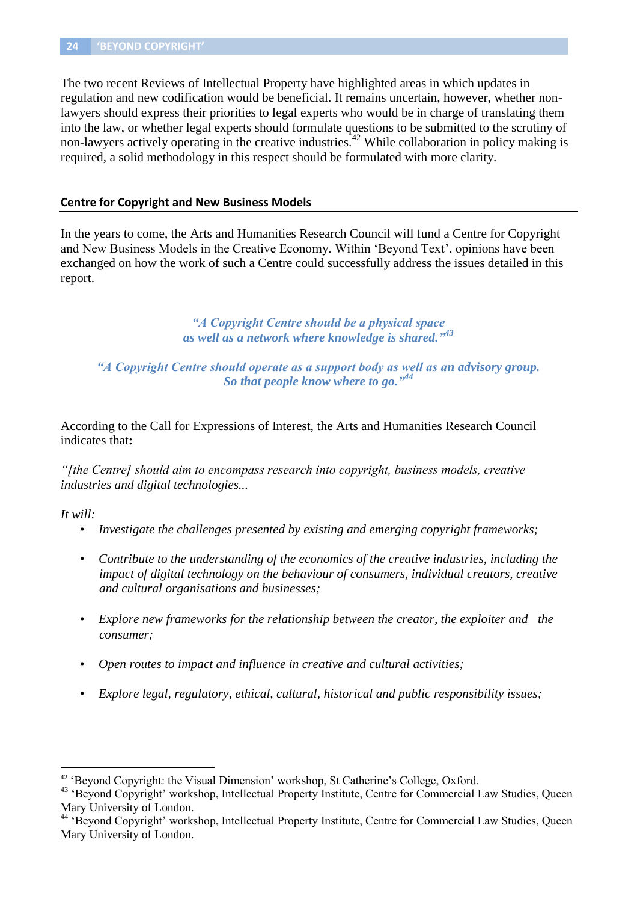The two recent Reviews of Intellectual Property have highlighted areas in which updates in regulation and new codification would be beneficial. It remains uncertain, however, whether non-lawyers should express their priorities to legal experts who would be in charge of translating them into the law, or whether legal experts should formulate questions to be submitted to the scrutiny of non-lawyers actively operating in the creative industries.[42] While collaboration in policy making is required, a solid methodology in this respect should be formulated with more clarity.

## Centre for Copyright and New Business Models

In the years to come, the Arts and Humanities Research Council will fund a Centre for Copyright and New Business Models in the Creative Economy. Within 'Beyond Text', opinions have been exchanged on how the work of such a Centre could successfully address the issues detailed in this report.

> ***"A Copyright Centre should be a physical space as well as a network where knowledge is shared."***[43]

> ***"A Copyright Centre should operate as a support body as well as an advisory group. So that people know where to go."***[44]

According to the Call for Expressions of Interest, the Arts and Humanities Research Council indicates that**:**

*"[the Centre] should aim to encompass research into copyright, business models, creative industries and digital technologies...*

*It will:*

- *Investigate the challenges presented by existing and emerging copyright frameworks;*
- *Contribute to the understanding of the economics of the creative industries, including the impact of digital technology on the behaviour of consumers, individual creators, creative and cultural organisations and businesses;*
- *Explore new frameworks for the relationship between the creator, the exploiter and the consumer;*
- *Open routes to impact and influence in creative and cultural activities;*
- *Explore legal, regulatory, ethical, cultural, historical and public responsibility issues;*

---

[42] 'Beyond Copyright: the Visual Dimension' workshop, St Catherine's College, Oxford.

[43] 'Beyond Copyright' workshop, Intellectual Property Institute, Centre for Commercial Law Studies, Queen Mary University of London.

[44] 'Beyond Copyright' workshop, Intellectual Property Institute, Centre for Commercial Law Studies, Queen Mary University of London.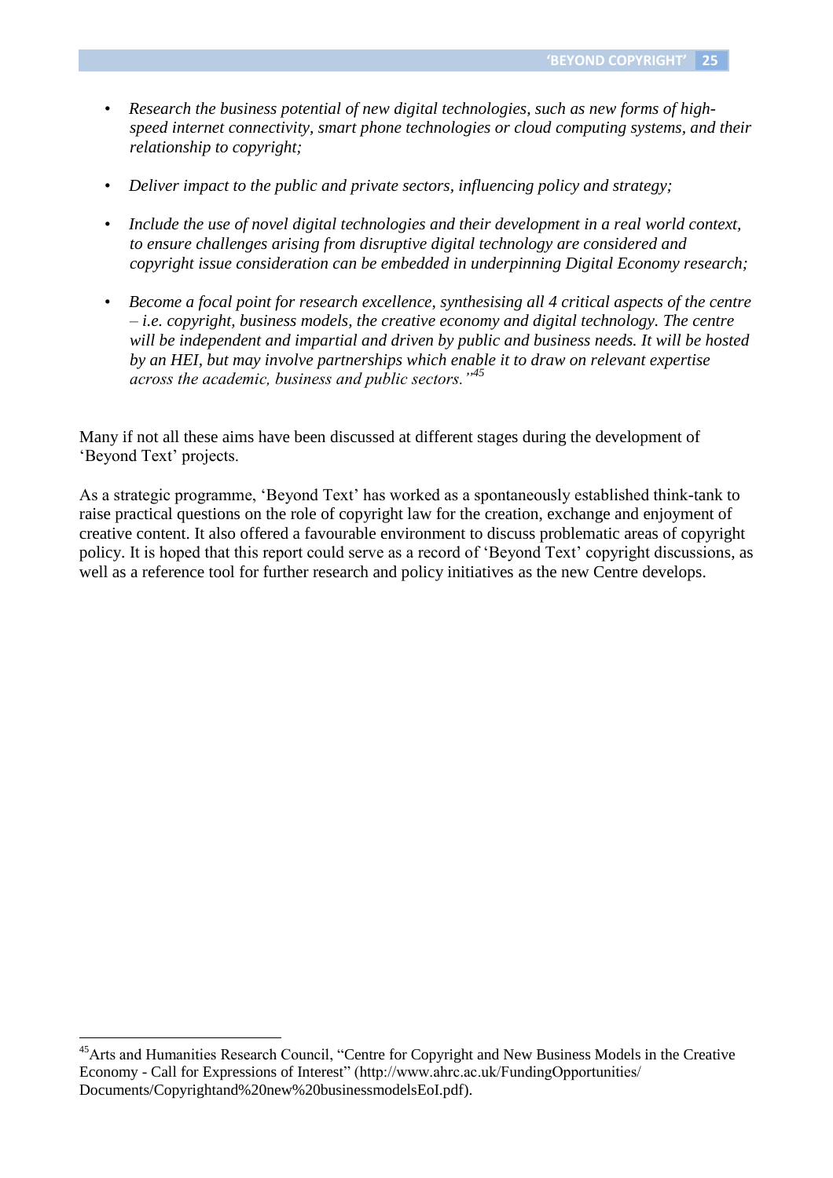- *Research the business potential of new digital technologies, such as new forms of high-speed internet connectivity, smart phone technologies or cloud computing systems, and their relationship to copyright;*

- *Deliver impact to the public and private sectors, influencing policy and strategy;*

- *Include the use of novel digital technologies and their development in a real world context, to ensure challenges arising from disruptive digital technology are considered and copyright issue consideration can be embedded in underpinning Digital Economy research;*

- *Become a focal point for research excellence, synthesising all 4 critical aspects of the centre – i.e. copyright, business models, the creative economy and digital technology. The centre will be independent and impartial and driven by public and business needs. It will be hosted by an HEI, but may involve partnerships which enable it to draw on relevant expertise across the academic, business and public sectors."*[45]

Many if not all these aims have been discussed at different stages during the development of 'Beyond Text' projects.

As a strategic programme, 'Beyond Text' has worked as a spontaneously established think-tank to raise practical questions on the role of copyright law for the creation, exchange and enjoyment of creative content. It also offered a favourable environment to discuss problematic areas of copyright policy. It is hoped that this report could serve as a record of 'Beyond Text' copyright discussions, as well as a reference tool for further research and policy initiatives as the new Centre develops.

---

[45] Arts and Humanities Research Council, "Centre for Copyright and New Business Models in the Creative Economy - Call for Expressions of Interest" (http://www.ahrc.ac.uk/FundingOpportunities/Documents/Copyrightand%20new%20businessmodelsEoI.pdf).